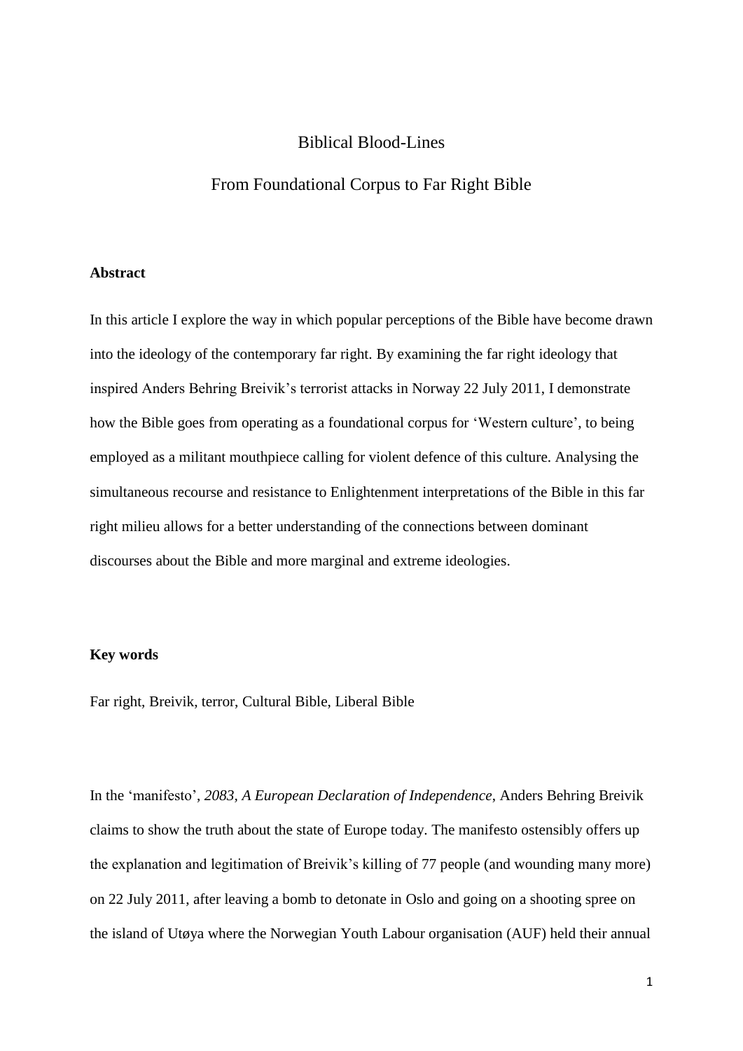# Biblical Blood-Lines

## From Foundational Corpus to Far Right Bible

### Abstract

In this article I explore the way in which popular perceptions of the Bible have become drawn into the ideology of the contemporary far right. By examining the far right ideology that inspired Anders Behring Breivik's terrorist attacks in Norway 22 July 2011, I demonstrate how the Bible goes from operating as a foundational corpus for 'Western culture', to being employed as a militant mouthpiece calling for violent defence of this culture. Analysing the simultaneous recourse and resistance to Enlightenment interpretations of the Bible in this far right milieu allows for a better understanding of the connections between dominant discourses about the Bible and more marginal and extreme ideologies.

### Key words

Far right, Breivik, terror, Cultural Bible, Liberal Bible

In the 'manifesto', *2083, A European Declaration of Independence*, Anders Behring Breivik claims to show the truth about the state of Europe today. The manifesto ostensibly offers up the explanation and legitimation of Breivik's killing of 77 people (and wounding many more) on 22 July 2011, after leaving a bomb to detonate in Oslo and going on a shooting spree on the island of Utøya where the Norwegian Youth Labour organisation (AUF) held their annual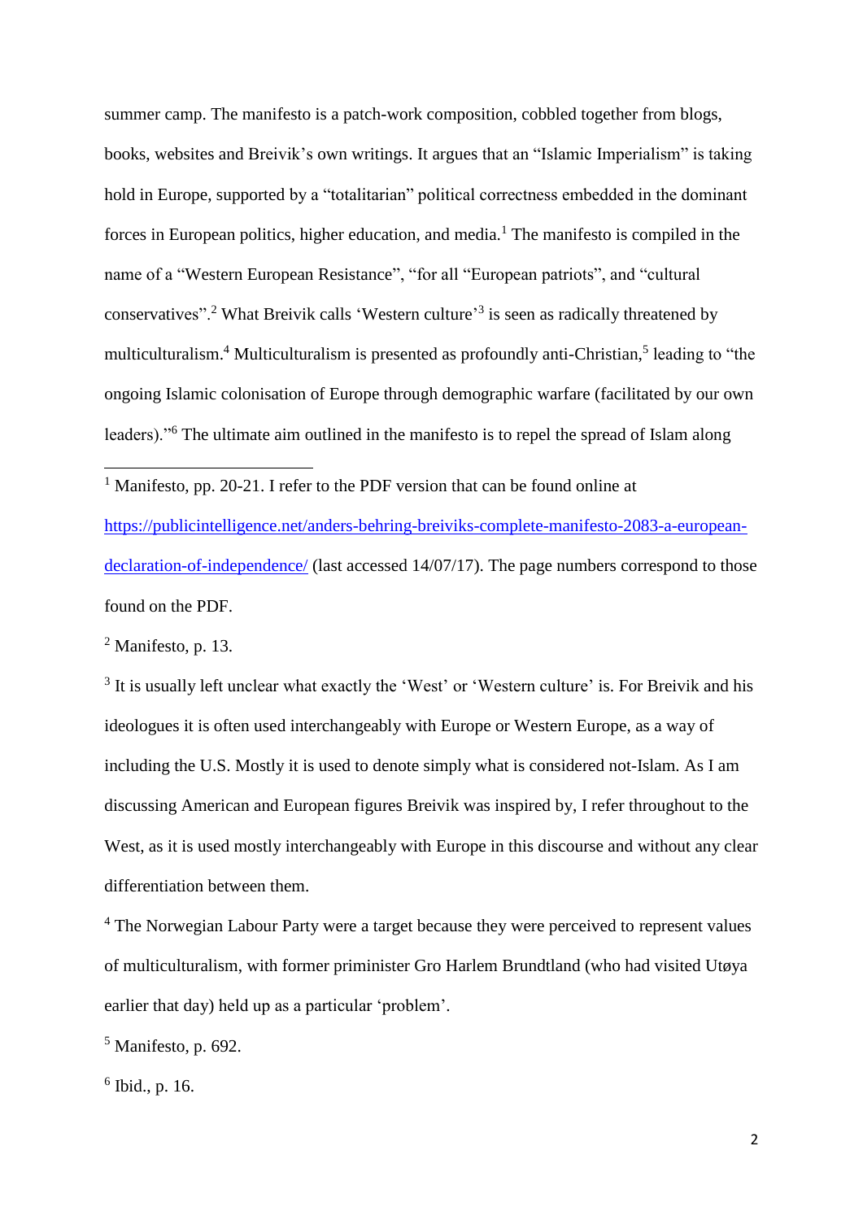summer camp. The manifesto is a patch-work composition, cobbled together from blogs, books, websites and Breivik's own writings. It argues that an "Islamic Imperialism" is taking hold in Europe, supported by a "totalitarian" political correctness embedded in the dominant forces in European politics, higher education, and media.[1] The manifesto is compiled in the name of a "Western European Resistance", "for all "European patriots", and "cultural conservatives".[2] What Breivik calls 'Western culture'[3] is seen as radically threatened by multiculturalism.[4] Multiculturalism is presented as profoundly anti-Christian,[5] leading to "the ongoing Islamic colonisation of Europe through demographic warfare (facilitated by our own leaders)."[6] The ultimate aim outlined in the manifesto is to repel the spread of Islam along

---

[1] Manifesto, pp. 20-21. I refer to the PDF version that can be found online at https://publicintelligence.net/anders-behring-breiviks-complete-manifesto-2083-a-european-declaration-of-independence/ (last accessed 14/07/17). The page numbers correspond to those found on the PDF.

[2] Manifesto, p. 13.

[3] It is usually left unclear what exactly the 'West' or 'Western culture' is. For Breivik and his ideologues it is often used interchangeably with Europe or Western Europe, as a way of including the U.S. Mostly it is used to denote simply what is considered not-Islam. As I am discussing American and European figures Breivik was inspired by, I refer throughout to the West, as it is used mostly interchangeably with Europe in this discourse and without any clear differentiation between them.

[4] The Norwegian Labour Party were a target because they were perceived to represent values of multiculturalism, with former priminister Gro Harlem Brundtland (who had visited Utøya earlier that day) held up as a particular 'problem'.

[5] Manifesto, p. 692.

[6] Ibid., p. 16.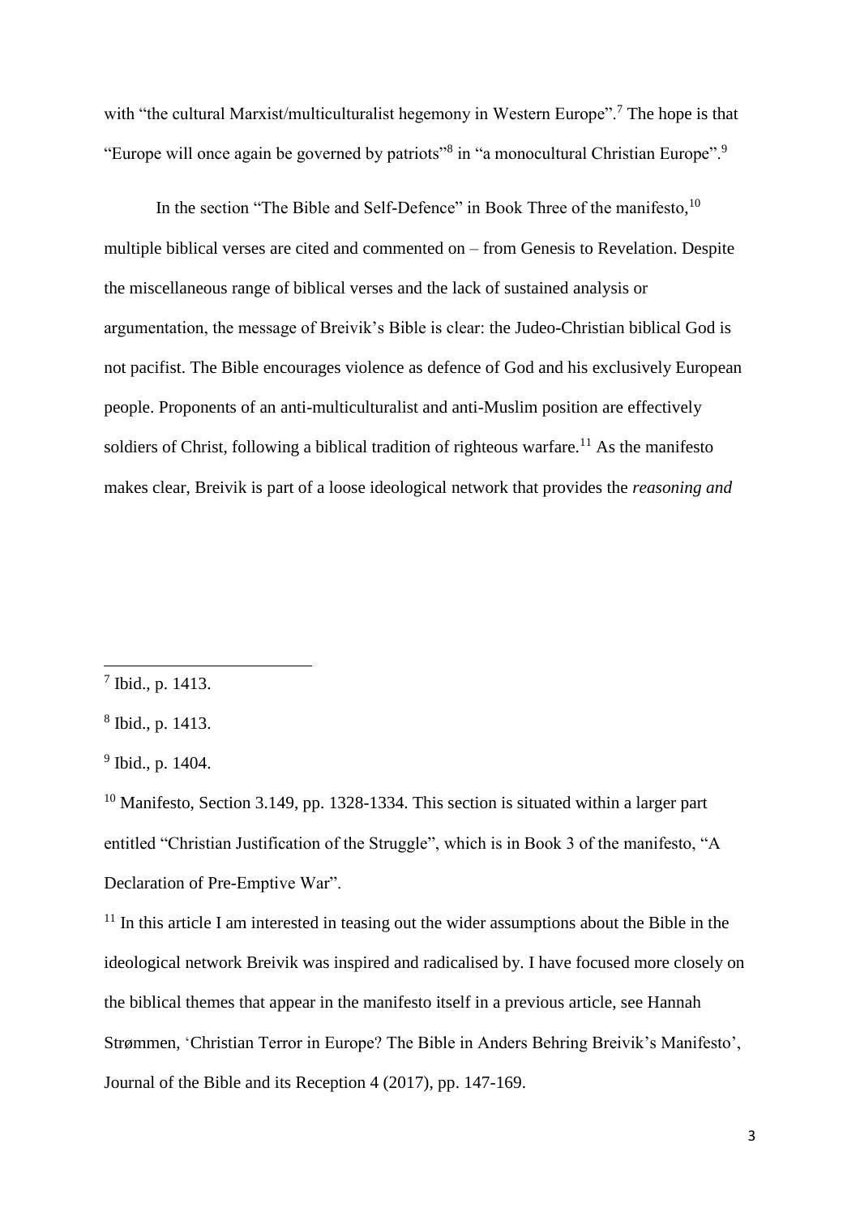with "the cultural Marxist/multiculturalist hegemony in Western Europe".[7] The hope is that "Europe will once again be governed by patriots"[8] in "a monocultural Christian Europe".[9]

In the section "The Bible and Self-Defence" in Book Three of the manifesto,[10] multiple biblical verses are cited and commented on – from Genesis to Revelation. Despite the miscellaneous range of biblical verses and the lack of sustained analysis or argumentation, the message of Breivik's Bible is clear: the Judeo-Christian biblical God is not pacifist. The Bible encourages violence as defence of God and his exclusively European people. Proponents of an anti-multiculturalist and anti-Muslim position are effectively soldiers of Christ, following a biblical tradition of righteous warfare.[11] As the manifesto makes clear, Breivik is part of a loose ideological network that provides the *reasoning and*

---

[7] Ibid., p. 1413.

[8] Ibid., p. 1413.

[9] Ibid., p. 1404.

[10] Manifesto, Section 3.149, pp. 1328-1334. This section is situated within a larger part entitled "Christian Justification of the Struggle", which is in Book 3 of the manifesto, "A Declaration of Pre-Emptive War".

[11] In this article I am interested in teasing out the wider assumptions about the Bible in the ideological network Breivik was inspired and radicalised by. I have focused more closely on the biblical themes that appear in the manifesto itself in a previous article, see Hannah Strømmen, 'Christian Terror in Europe? The Bible in Anders Behring Breivik's Manifesto', Journal of the Bible and its Reception 4 (2017), pp. 147-169.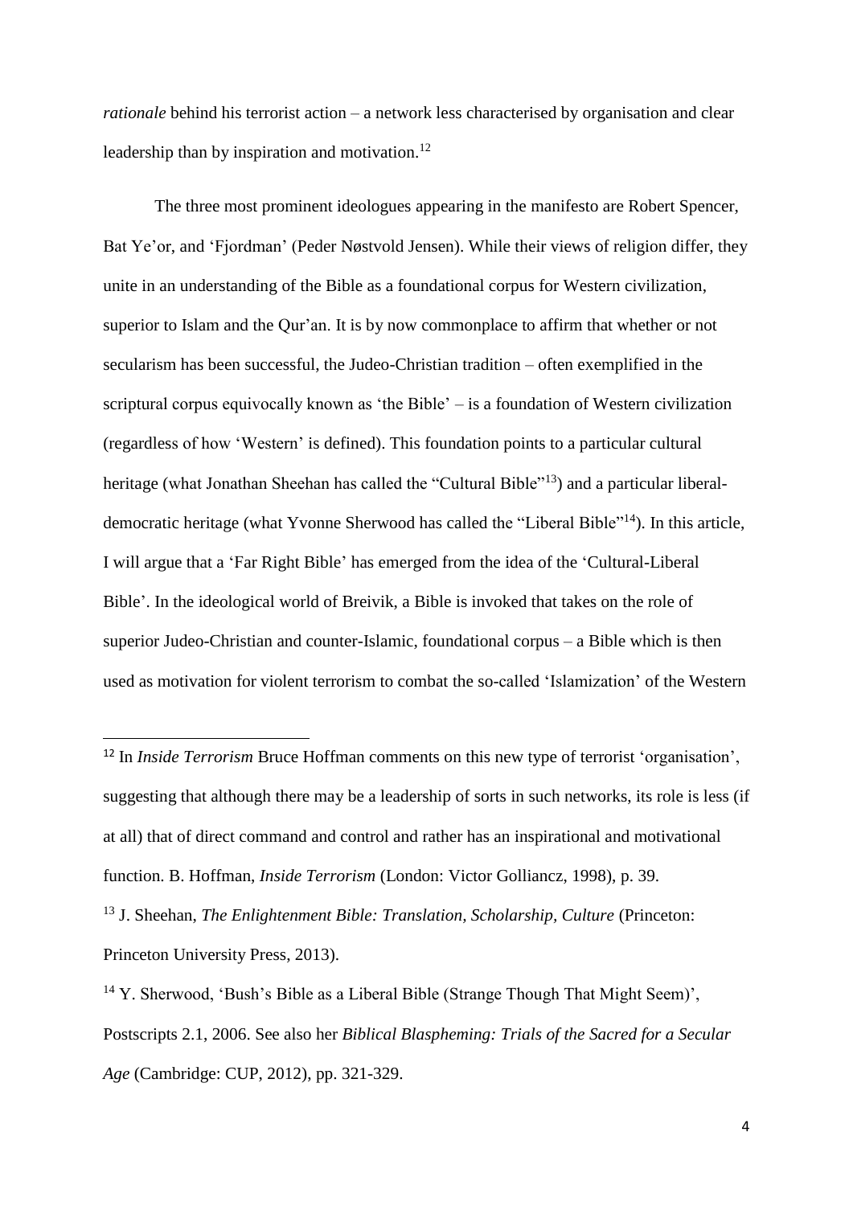*rationale* behind his terrorist action – a network less characterised by organisation and clear leadership than by inspiration and motivation.[12]

The three most prominent ideologues appearing in the manifesto are Robert Spencer, Bat Ye'or, and 'Fjordman' (Peder Nøstvold Jensen). While their views of religion differ, they unite in an understanding of the Bible as a foundational corpus for Western civilization, superior to Islam and the Qur'an. It is by now commonplace to affirm that whether or not secularism has been successful, the Judeo-Christian tradition – often exemplified in the scriptural corpus equivocally known as 'the Bible' – is a foundation of Western civilization (regardless of how 'Western' is defined). This foundation points to a particular cultural heritage (what Jonathan Sheehan has called the "Cultural Bible"[13]) and a particular liberal-democratic heritage (what Yvonne Sherwood has called the "Liberal Bible"[14]). In this article, I will argue that a 'Far Right Bible' has emerged from the idea of the 'Cultural-Liberal Bible'. In the ideological world of Breivik, a Bible is invoked that takes on the role of superior Judeo-Christian and counter-Islamic, foundational corpus – a Bible which is then used as motivation for violent terrorism to combat the so-called 'Islamization' of the Western

---

[12] In *Inside Terrorism* Bruce Hoffman comments on this new type of terrorist 'organisation', suggesting that although there may be a leadership of sorts in such networks, its role is less (if at all) that of direct command and control and rather has an inspirational and motivational function. B. Hoffman, *Inside Terrorism* (London: Victor Golliancz, 1998), p. 39.

[13] J. Sheehan, *The Enlightenment Bible: Translation, Scholarship, Culture* (Princeton: Princeton University Press, 2013).

[14] Y. Sherwood, 'Bush's Bible as a Liberal Bible (Strange Though That Might Seem)', Postscripts 2.1, 2006. See also her *Biblical Blaspheming: Trials of the Sacred for a Secular Age* (Cambridge: CUP, 2012), pp. 321-329.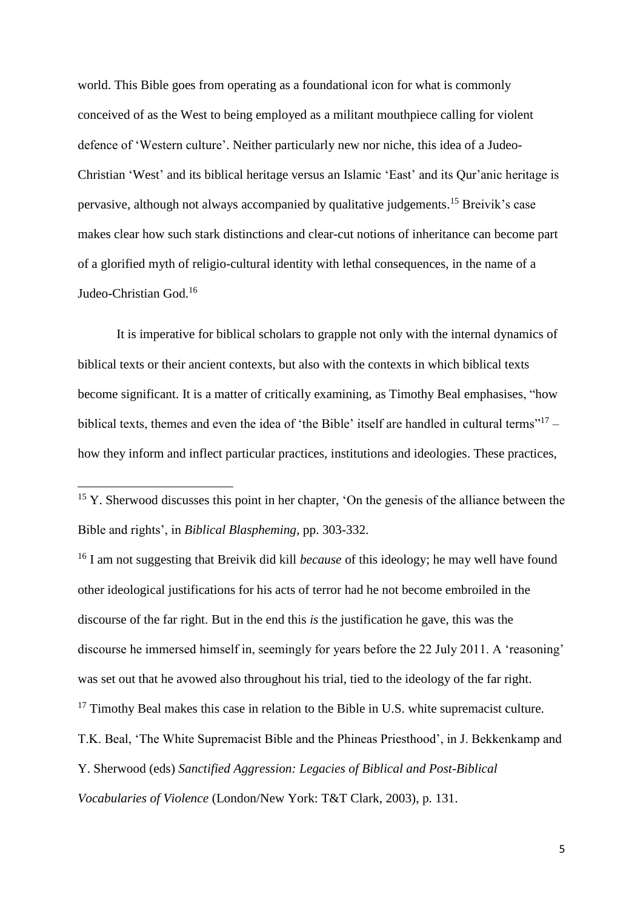world. This Bible goes from operating as a foundational icon for what is commonly conceived of as the West to being employed as a militant mouthpiece calling for violent defence of 'Western culture'. Neither particularly new nor niche, this idea of a Judeo-Christian 'West' and its biblical heritage versus an Islamic 'East' and its Qur'anic heritage is pervasive, although not always accompanied by qualitative judgements.[15] Breivik's case makes clear how such stark distinctions and clear-cut notions of inheritance can become part of a glorified myth of religio-cultural identity with lethal consequences, in the name of a Judeo-Christian God.[16]

It is imperative for biblical scholars to grapple not only with the internal dynamics of biblical texts or their ancient contexts, but also with the contexts in which biblical texts become significant. It is a matter of critically examining, as Timothy Beal emphasises, "how biblical texts, themes and even the idea of 'the Bible' itself are handled in cultural terms"[17] – how they inform and inflect particular practices, institutions and ideologies. These practices,

---

[15] Y. Sherwood discusses this point in her chapter, 'On the genesis of the alliance between the Bible and rights', in *Biblical Blaspheming*, pp. 303-332.

[16] I am not suggesting that Breivik did kill *because* of this ideology; he may well have found other ideological justifications for his acts of terror had he not become embroiled in the discourse of the far right. But in the end this *is* the justification he gave, this was the discourse he immersed himself in, seemingly for years before the 22 July 2011. A 'reasoning' was set out that he avowed also throughout his trial, tied to the ideology of the far right.

[17] Timothy Beal makes this case in relation to the Bible in U.S. white supremacist culture. T.K. Beal, 'The White Supremacist Bible and the Phineas Priesthood', in J. Bekkenkamp and Y. Sherwood (eds) *Sanctified Aggression: Legacies of Biblical and Post-Biblical Vocabularies of Violence* (London/New York: T&T Clark, 2003), p. 131.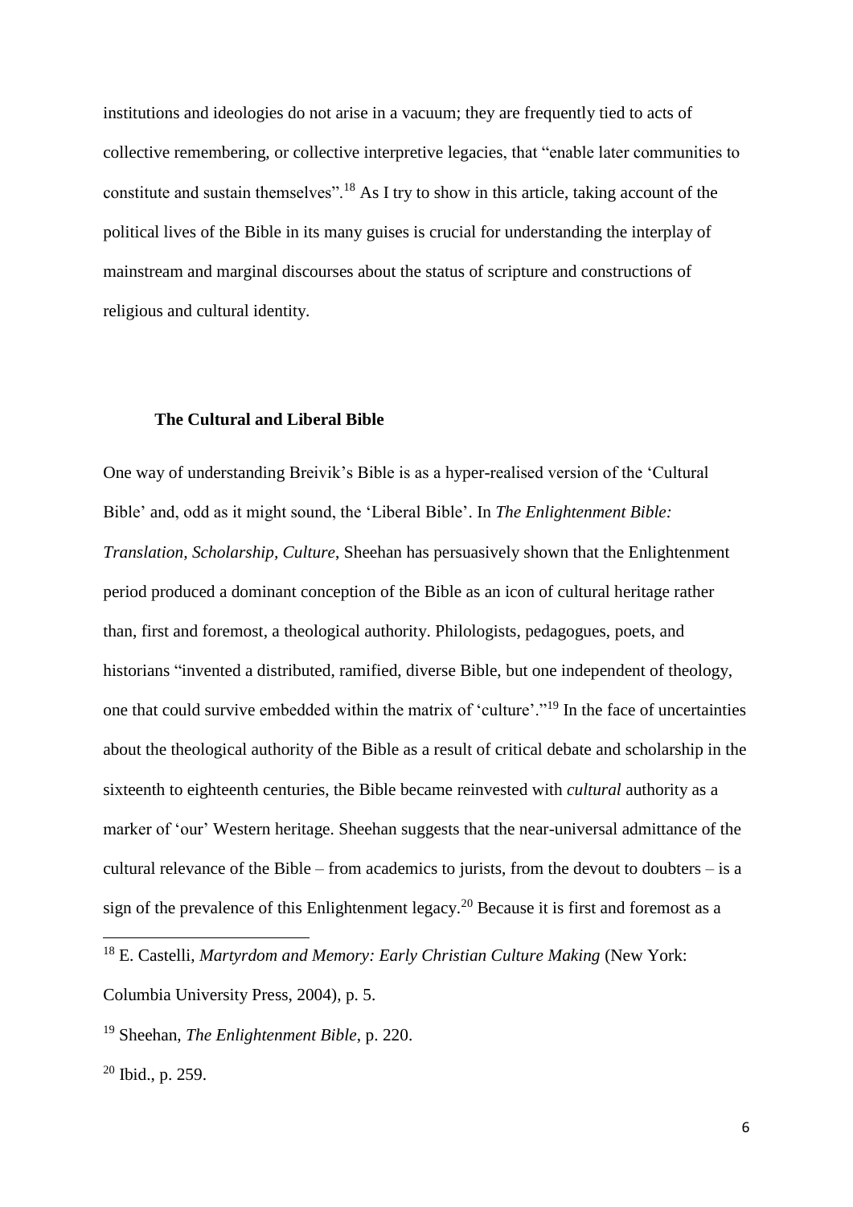institutions and ideologies do not arise in a vacuum; they are frequently tied to acts of collective remembering, or collective interpretive legacies, that "enable later communities to constitute and sustain themselves".[18] As I try to show in this article, taking account of the political lives of the Bible in its many guises is crucial for understanding the interplay of mainstream and marginal discourses about the status of scripture and constructions of religious and cultural identity.

### The Cultural and Liberal Bible

One way of understanding Breivik's Bible is as a hyper-realised version of the 'Cultural Bible' and, odd as it might sound, the 'Liberal Bible'. In *The Enlightenment Bible: Translation, Scholarship, Culture*, Sheehan has persuasively shown that the Enlightenment period produced a dominant conception of the Bible as an icon of cultural heritage rather than, first and foremost, a theological authority. Philologists, pedagogues, poets, and historians "invented a distributed, ramified, diverse Bible, but one independent of theology, one that could survive embedded within the matrix of 'culture'."[19] In the face of uncertainties about the theological authority of the Bible as a result of critical debate and scholarship in the sixteenth to eighteenth centuries, the Bible became reinvested with *cultural* authority as a marker of 'our' Western heritage. Sheehan suggests that the near-universal admittance of the cultural relevance of the Bible – from academics to jurists, from the devout to doubters – is a sign of the prevalence of this Enlightenment legacy.[20] Because it is first and foremost as a

[18] E. Castelli, *Martyrdom and Memory: Early Christian Culture Making* (New York: Columbia University Press, 2004), p. 5.

[19] Sheehan, *The Enlightenment Bible*, p. 220.

[20] Ibid., p. 259.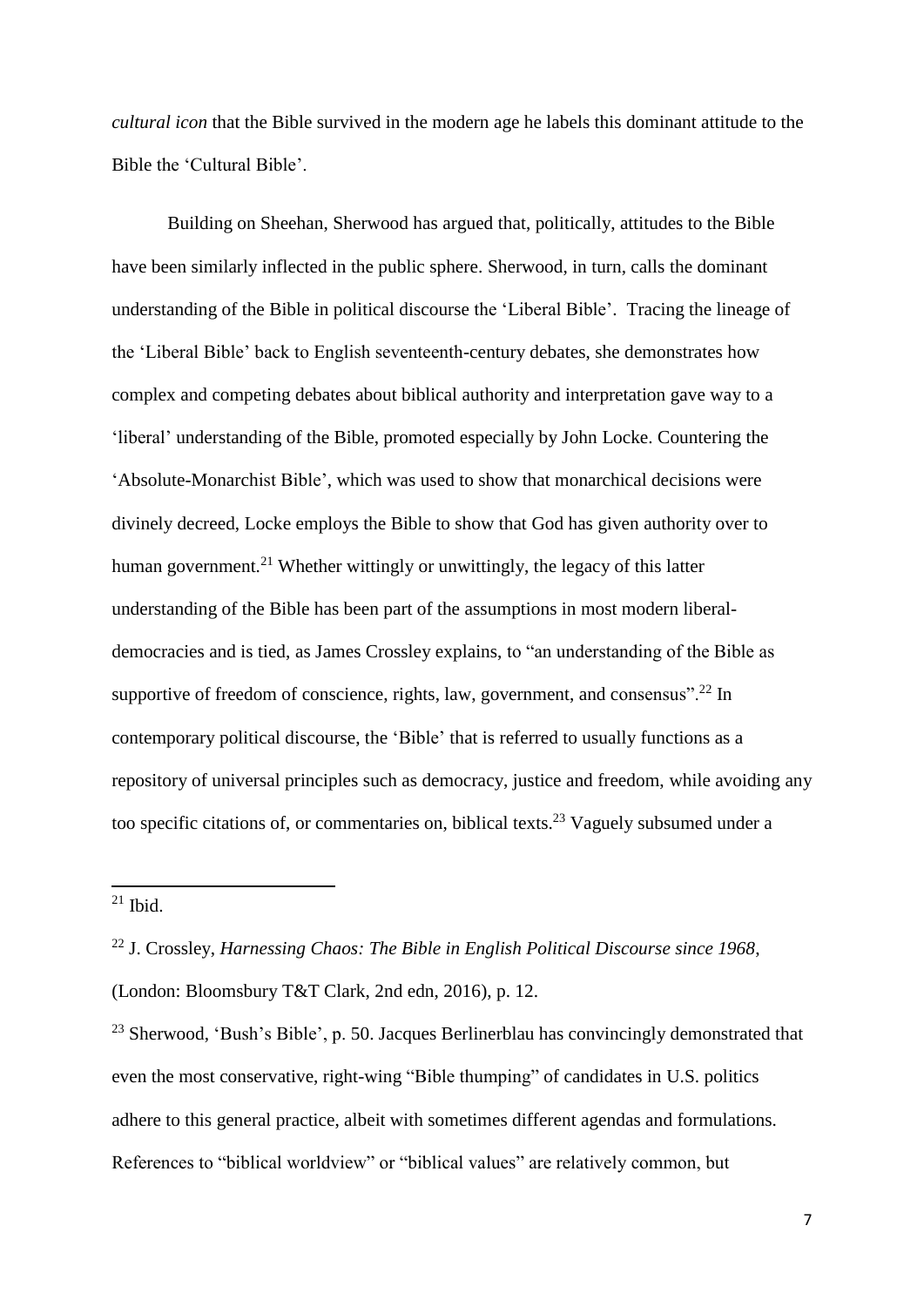*cultural icon* that the Bible survived in the modern age he labels this dominant attitude to the Bible the 'Cultural Bible'.

Building on Sheehan, Sherwood has argued that, politically, attitudes to the Bible have been similarly inflected in the public sphere. Sherwood, in turn, calls the dominant understanding of the Bible in political discourse the 'Liberal Bible'. Tracing the lineage of the 'Liberal Bible' back to English seventeenth-century debates, she demonstrates how complex and competing debates about biblical authority and interpretation gave way to a 'liberal' understanding of the Bible, promoted especially by John Locke. Countering the 'Absolute-Monarchist Bible', which was used to show that monarchical decisions were divinely decreed, Locke employs the Bible to show that God has given authority over to human government.[21] Whether wittingly or unwittingly, the legacy of this latter understanding of the Bible has been part of the assumptions in most modern liberal-democracies and is tied, as James Crossley explains, to "an understanding of the Bible as supportive of freedom of conscience, rights, law, government, and consensus".[22] In contemporary political discourse, the 'Bible' that is referred to usually functions as a repository of universal principles such as democracy, justice and freedom, while avoiding any too specific citations of, or commentaries on, biblical texts.[23] Vaguely subsumed under a

---

[21] Ibid.

[22] J. Crossley, *Harnessing Chaos: The Bible in English Political Discourse since 1968*, (London: Bloomsbury T&T Clark, 2nd edn, 2016), p. 12.

[23] Sherwood, 'Bush's Bible', p. 50. Jacques Berlinerblau has convincingly demonstrated that even the most conservative, right-wing "Bible thumping" of candidates in U.S. politics adhere to this general practice, albeit with sometimes different agendas and formulations. References to "biblical worldview" or "biblical values" are relatively common, but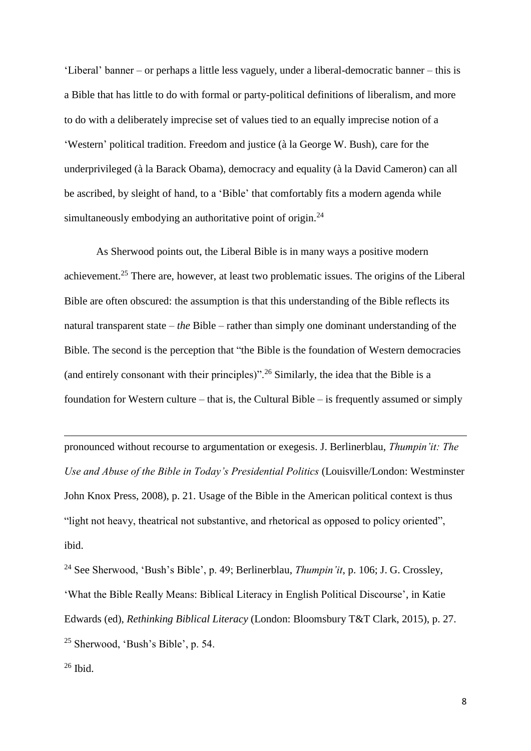'Liberal' banner – or perhaps a little less vaguely, under a liberal-democratic banner – this is a Bible that has little to do with formal or party-political definitions of liberalism, and more to do with a deliberately imprecise set of values tied to an equally imprecise notion of a 'Western' political tradition. Freedom and justice (à la George W. Bush), care for the underprivileged (à la Barack Obama), democracy and equality (à la David Cameron) can all be ascribed, by sleight of hand, to a 'Bible' that comfortably fits a modern agenda while simultaneously embodying an authoritative point of origin.[24]

As Sherwood points out, the Liberal Bible is in many ways a positive modern achievement.[25] There are, however, at least two problematic issues. The origins of the Liberal Bible are often obscured: the assumption is that this understanding of the Bible reflects its natural transparent state – *the* Bible – rather than simply one dominant understanding of the Bible. The second is the perception that "the Bible is the foundation of Western democracies (and entirely consonant with their principles)".[26] Similarly, the idea that the Bible is a foundation for Western culture – that is, the Cultural Bible – is frequently assumed or simply

---

pronounced without recourse to argumentation or exegesis. J. Berlinerblau, *Thumpin'it: The Use and Abuse of the Bible in Today's Presidential Politics* (Louisville/London: Westminster John Knox Press, 2008), p. 21. Usage of the Bible in the American political context is thus "light not heavy, theatrical not substantive, and rhetorical as opposed to policy oriented", ibid.

[24] See Sherwood, 'Bush's Bible', p. 49; Berlinerblau, *Thumpin'it*, p. 106; J. G. Crossley, 'What the Bible Really Means: Biblical Literacy in English Political Discourse', in Katie Edwards (ed), *Rethinking Biblical Literacy* (London: Bloomsbury T&T Clark, 2015), p. 27.

[25] Sherwood, 'Bush's Bible', p. 54.

[26] Ibid.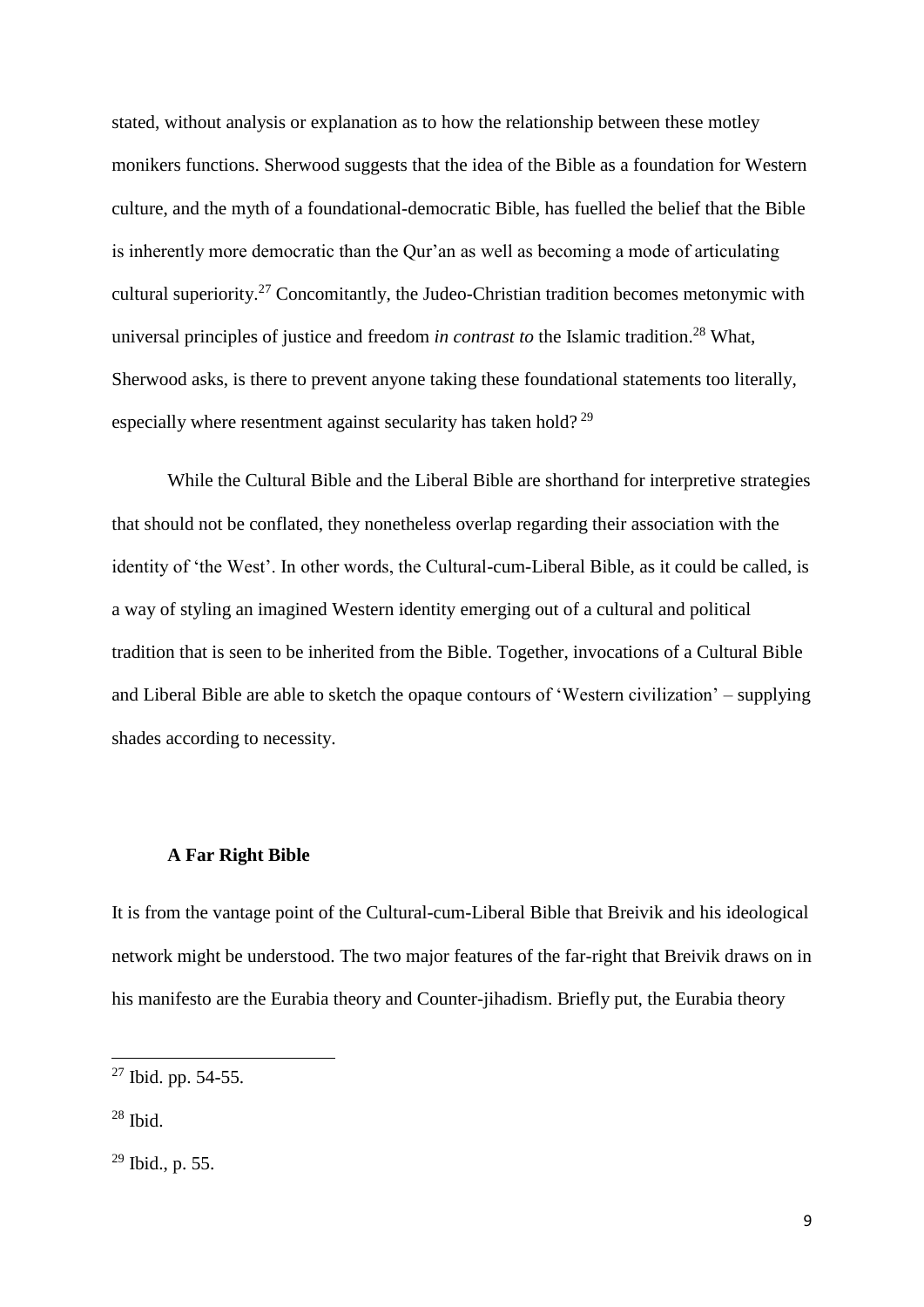stated, without analysis or explanation as to how the relationship between these motley monikers functions. Sherwood suggests that the idea of the Bible as a foundation for Western culture, and the myth of a foundational-democratic Bible, has fuelled the belief that the Bible is inherently more democratic than the Qur'an as well as becoming a mode of articulating cultural superiority.[27] Concomitantly, the Judeo-Christian tradition becomes metonymic with universal principles of justice and freedom *in contrast to* the Islamic tradition.[28] What, Sherwood asks, is there to prevent anyone taking these foundational statements too literally, especially where resentment against secularity has taken hold?[29]

While the Cultural Bible and the Liberal Bible are shorthand for interpretive strategies that should not be conflated, they nonetheless overlap regarding their association with the identity of 'the West'. In other words, the Cultural-cum-Liberal Bible, as it could be called, is a way of styling an imagined Western identity emerging out of a cultural and political tradition that is seen to be inherited from the Bible. Together, invocations of a Cultural Bible and Liberal Bible are able to sketch the opaque contours of 'Western civilization' – supplying shades according to necessity.

## A Far Right Bible

It is from the vantage point of the Cultural-cum-Liberal Bible that Breivik and his ideological network might be understood. The two major features of the far-right that Breivik draws on in his manifesto are the Eurabia theory and Counter-jihadism. Briefly put, the Eurabia theory

---

[27] Ibid. pp. 54-55.

[28] Ibid.

[29] Ibid., p. 55.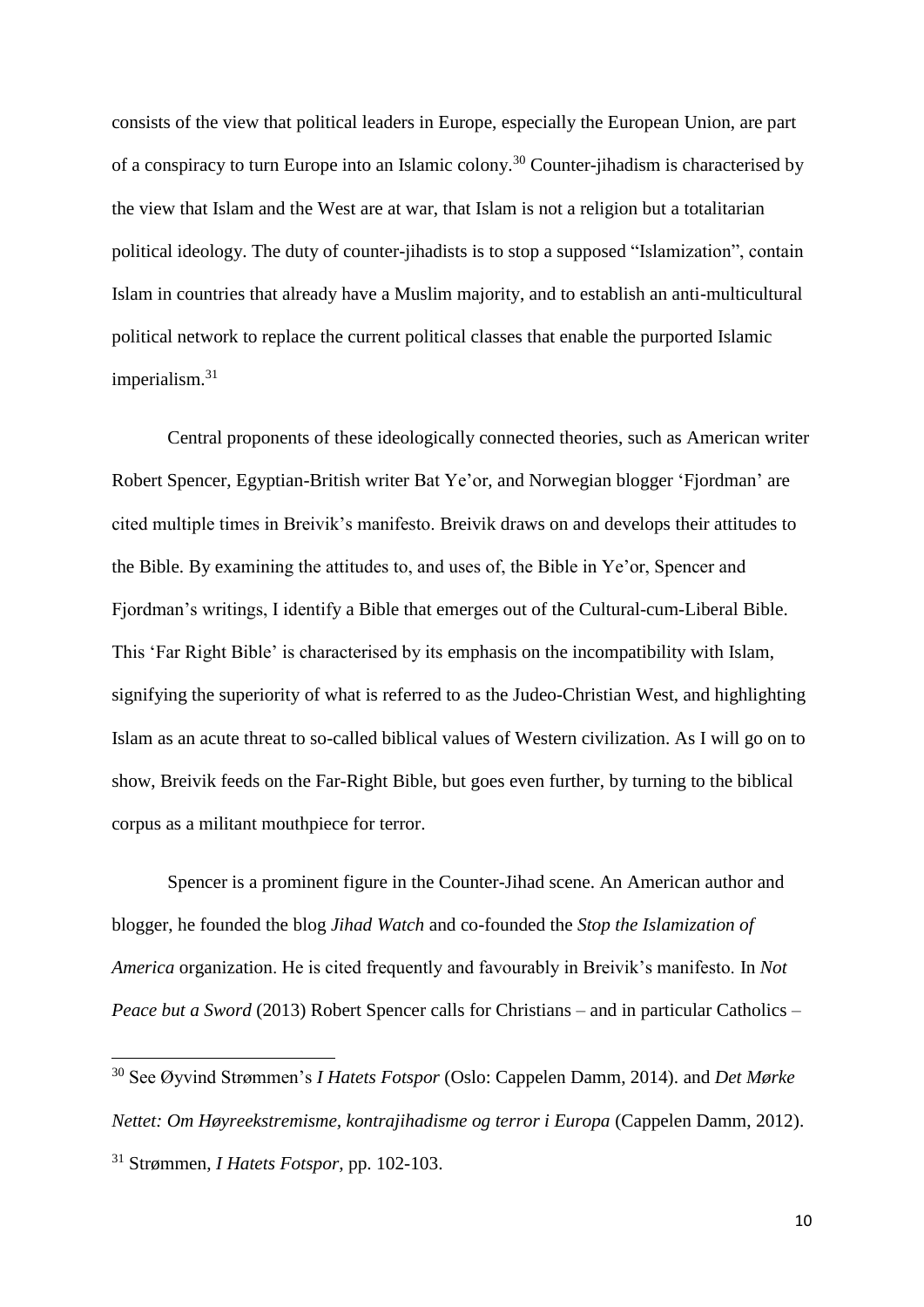consists of the view that political leaders in Europe, especially the European Union, are part of a conspiracy to turn Europe into an Islamic colony.[30] Counter-jihadism is characterised by the view that Islam and the West are at war, that Islam is not a religion but a totalitarian political ideology. The duty of counter-jihadists is to stop a supposed "Islamization", contain Islam in countries that already have a Muslim majority, and to establish an anti-multicultural political network to replace the current political classes that enable the purported Islamic imperialism.[31]

Central proponents of these ideologically connected theories, such as American writer Robert Spencer, Egyptian-British writer Bat Ye'or, and Norwegian blogger 'Fjordman' are cited multiple times in Breivik's manifesto. Breivik draws on and develops their attitudes to the Bible. By examining the attitudes to, and uses of, the Bible in Ye'or, Spencer and Fjordman's writings, I identify a Bible that emerges out of the Cultural-cum-Liberal Bible. This 'Far Right Bible' is characterised by its emphasis on the incompatibility with Islam, signifying the superiority of what is referred to as the Judeo-Christian West, and highlighting Islam as an acute threat to so-called biblical values of Western civilization. As I will go on to show, Breivik feeds on the Far-Right Bible, but goes even further, by turning to the biblical corpus as a militant mouthpiece for terror.

Spencer is a prominent figure in the Counter-Jihad scene. An American author and blogger, he founded the blog *Jihad Watch* and co-founded the *Stop the Islamization of America* organization. He is cited frequently and favourably in Breivik's manifesto. In *Not Peace but a Sword* (2013) Robert Spencer calls for Christians – and in particular Catholics –

---

[30] See Øyvind Strømmen's *I Hatets Fotspor* (Oslo: Cappelen Damm, 2014). and *Det Mørke Nettet: Om Høyreekstremisme, kontrajihadisme og terror i Europa* (Cappelen Damm, 2012).

[31] Strømmen, *I Hatets Fotspor*, pp. 102-103.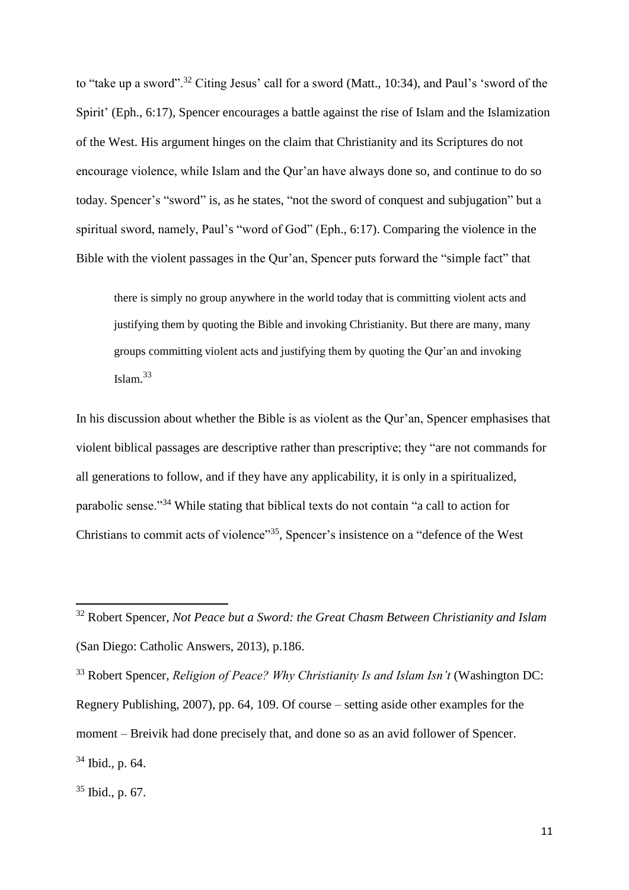to "take up a sword".[32] Citing Jesus' call for a sword (Matt., 10:34), and Paul's 'sword of the Spirit' (Eph., 6:17), Spencer encourages a battle against the rise of Islam and the Islamization of the West. His argument hinges on the claim that Christianity and its Scriptures do not encourage violence, while Islam and the Qur'an have always done so, and continue to do so today. Spencer's "sword" is, as he states, "not the sword of conquest and subjugation" but a spiritual sword, namely, Paul's "word of God" (Eph., 6:17). Comparing the violence in the Bible with the violent passages in the Qur'an, Spencer puts forward the "simple fact" that

> there is simply no group anywhere in the world today that is committing violent acts and justifying them by quoting the Bible and invoking Christianity. But there are many, many groups committing violent acts and justifying them by quoting the Qur'an and invoking Islam.[33]

In his discussion about whether the Bible is as violent as the Qur'an, Spencer emphasises that violent biblical passages are descriptive rather than prescriptive; they "are not commands for all generations to follow, and if they have any applicability, it is only in a spiritualized, parabolic sense."[34] While stating that biblical texts do not contain "a call to action for Christians to commit acts of violence"[35], Spencer's insistence on a "defence of the West

---

[32] Robert Spencer, *Not Peace but a Sword: the Great Chasm Between Christianity and Islam* (San Diego: Catholic Answers, 2013), p.186.

[33] Robert Spencer, *Religion of Peace? Why Christianity Is and Islam Isn't* (Washington DC: Regnery Publishing, 2007), pp. 64, 109. Of course – setting aside other examples for the moment – Breivik had done precisely that, and done so as an avid follower of Spencer.

[34] Ibid., p. 64.

[35] Ibid., p. 67.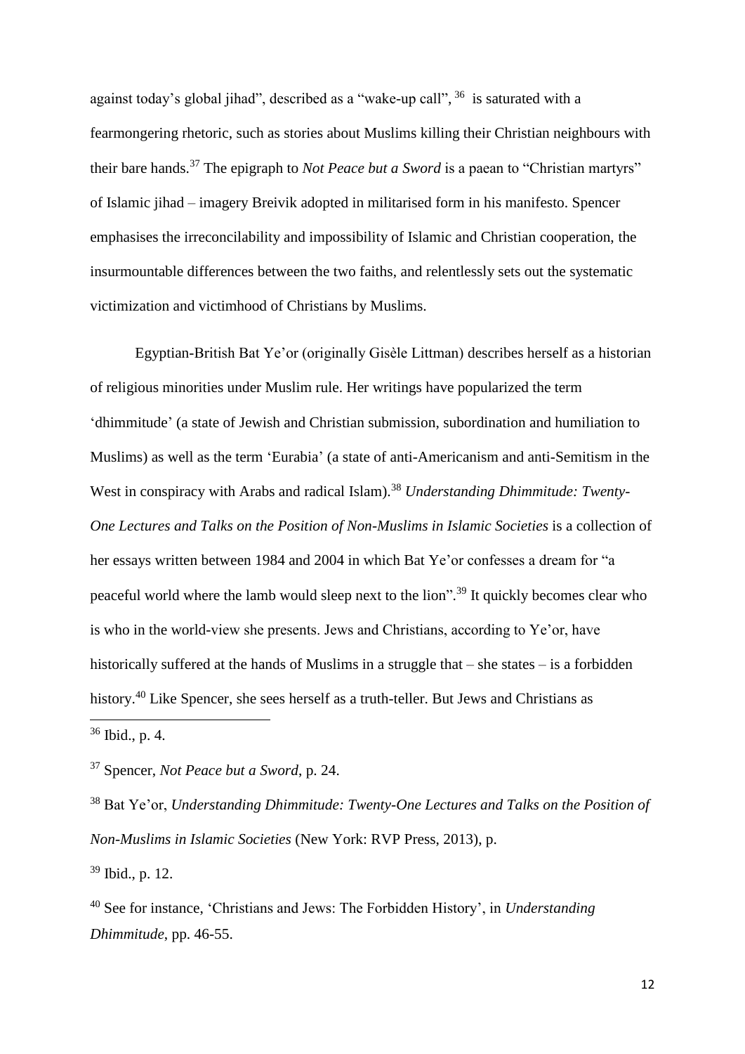against today's global jihad", described as a "wake-up call", [36] is saturated with a fearmongering rhetoric, such as stories about Muslims killing their Christian neighbours with their bare hands.[37] The epigraph to *Not Peace but a Sword* is a paean to "Christian martyrs" of Islamic jihad – imagery Breivik adopted in militarised form in his manifesto. Spencer emphasises the irreconcilability and impossibility of Islamic and Christian cooperation, the insurmountable differences between the two faiths, and relentlessly sets out the systematic victimization and victimhood of Christians by Muslims.

Egyptian-British Bat Ye'or (originally Gisèle Littman) describes herself as a historian of religious minorities under Muslim rule. Her writings have popularized the term 'dhimmitude' (a state of Jewish and Christian submission, subordination and humiliation to Muslims) as well as the term 'Eurabia' (a state of anti-Americanism and anti-Semitism in the West in conspiracy with Arabs and radical Islam).[38] *Understanding Dhimmitude: Twenty-One Lectures and Talks on the Position of Non-Muslims in Islamic Societies* is a collection of her essays written between 1984 and 2004 in which Bat Ye'or confesses a dream for "a peaceful world where the lamb would sleep next to the lion".[39] It quickly becomes clear who is who in the world-view she presents. Jews and Christians, according to Ye'or, have historically suffered at the hands of Muslims in a struggle that – she states – is a forbidden history.[40] Like Spencer, she sees herself as a truth-teller. But Jews and Christians as

---

[36] Ibid., p. 4.

[37] Spencer, *Not Peace but a Sword*, p. 24.

[38] Bat Ye'or, *Understanding Dhimmitude: Twenty-One Lectures and Talks on the Position of Non-Muslims in Islamic Societies* (New York: RVP Press, 2013), p.

[39] Ibid., p. 12.

[40] See for instance, 'Christians and Jews: The Forbidden History', in *Understanding Dhimmitude*, pp. 46-55.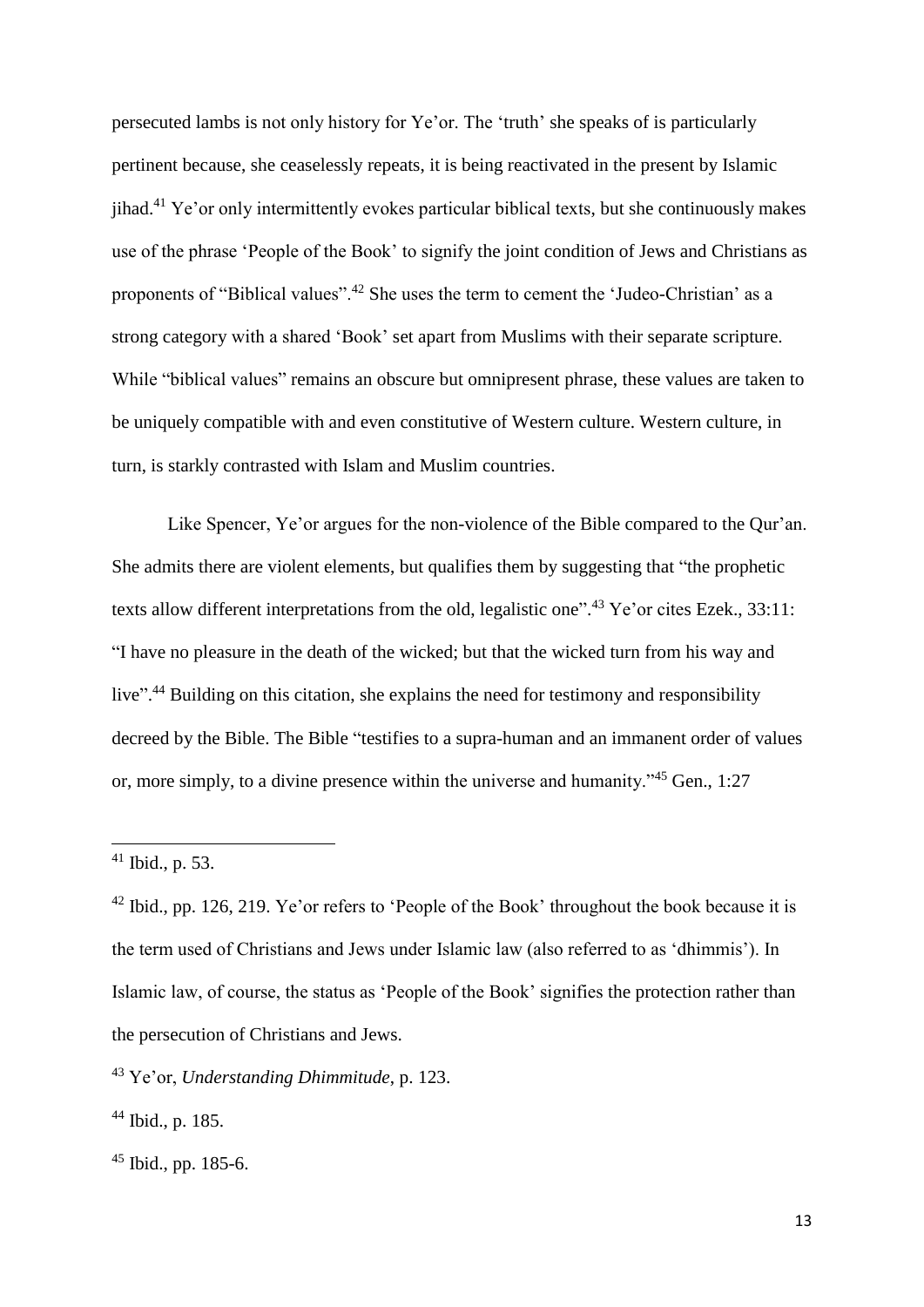persecuted lambs is not only history for Ye'or. The 'truth' she speaks of is particularly pertinent because, she ceaselessly repeats, it is being reactivated in the present by Islamic jihad.[41] Ye'or only intermittently evokes particular biblical texts, but she continuously makes use of the phrase 'People of the Book' to signify the joint condition of Jews and Christians as proponents of "Biblical values".[42] She uses the term to cement the 'Judeo-Christian' as a strong category with a shared 'Book' set apart from Muslims with their separate scripture. While "biblical values" remains an obscure but omnipresent phrase, these values are taken to be uniquely compatible with and even constitutive of Western culture. Western culture, in turn, is starkly contrasted with Islam and Muslim countries.

Like Spencer, Ye'or argues for the non-violence of the Bible compared to the Qur'an. She admits there are violent elements, but qualifies them by suggesting that "the prophetic texts allow different interpretations from the old, legalistic one".[43] Ye'or cites Ezek., 33:11: "I have no pleasure in the death of the wicked; but that the wicked turn from his way and live".[44] Building on this citation, she explains the need for testimony and responsibility decreed by the Bible. The Bible "testifies to a supra-human and an immanent order of values or, more simply, to a divine presence within the universe and humanity."[45] Gen., 1:27

---

[41] Ibid., p. 53.

[42] Ibid., pp. 126, 219. Ye'or refers to 'People of the Book' throughout the book because it is the term used of Christians and Jews under Islamic law (also referred to as 'dhimmis'). In Islamic law, of course, the status as 'People of the Book' signifies the protection rather than the persecution of Christians and Jews.

[43] Ye'or, *Understanding Dhimmitude*, p. 123.

[44] Ibid., p. 185.

[45] Ibid., pp. 185-6.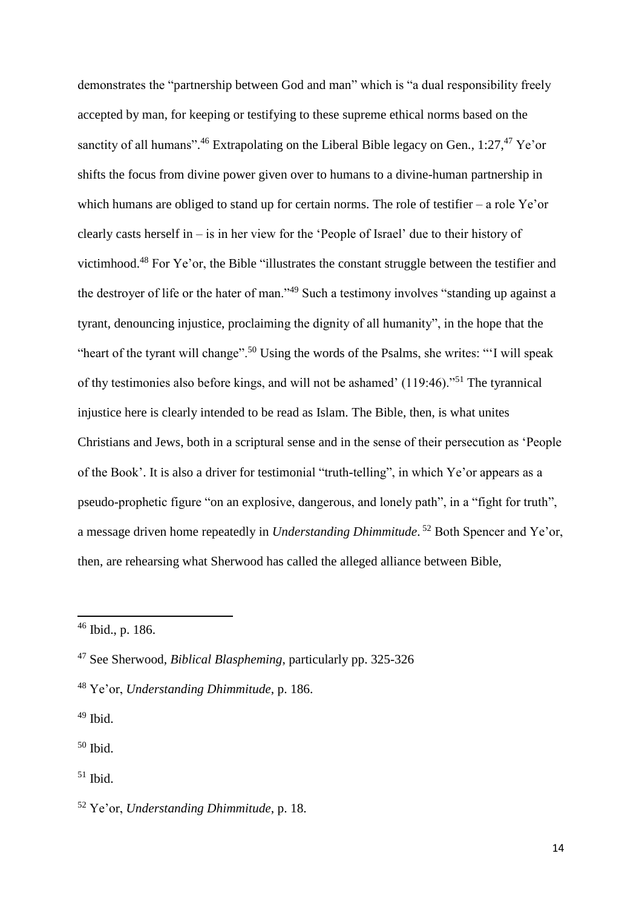demonstrates the "partnership between God and man" which is "a dual responsibility freely accepted by man, for keeping or testifying to these supreme ethical norms based on the sanctity of all humans".[46] Extrapolating on the Liberal Bible legacy on Gen., 1:27,[47] Ye'or shifts the focus from divine power given over to humans to a divine-human partnership in which humans are obliged to stand up for certain norms. The role of testifier – a role Ye'or clearly casts herself in – is in her view for the 'People of Israel' due to their history of victimhood.[48] For Ye'or, the Bible "illustrates the constant struggle between the testifier and the destroyer of life or the hater of man."[49] Such a testimony involves "standing up against a tyrant, denouncing injustice, proclaiming the dignity of all humanity", in the hope that the "heart of the tyrant will change".[50] Using the words of the Psalms, she writes: "'I will speak of thy testimonies also before kings, and will not be ashamed' (119:46)."[51] The tyrannical injustice here is clearly intended to be read as Islam. The Bible, then, is what unites Christians and Jews, both in a scriptural sense and in the sense of their persecution as 'People of the Book'. It is also a driver for testimonial "truth-telling", in which Ye'or appears as a pseudo-prophetic figure "on an explosive, dangerous, and lonely path", in a "fight for truth", a message driven home repeatedly in *Understanding Dhimmitude*.[52] Both Spencer and Ye'or, then, are rehearsing what Sherwood has called the alleged alliance between Bible,

---

[46] Ibid., p. 186.

[47] See Sherwood, *Biblical Blaspheming*, particularly pp. 325-326

[48] Ye'or, *Understanding Dhimmitude*, p. 186.

[49] Ibid.

[50] Ibid.

[51] Ibid.

[52] Ye'or, *Understanding Dhimmitude*, p. 18.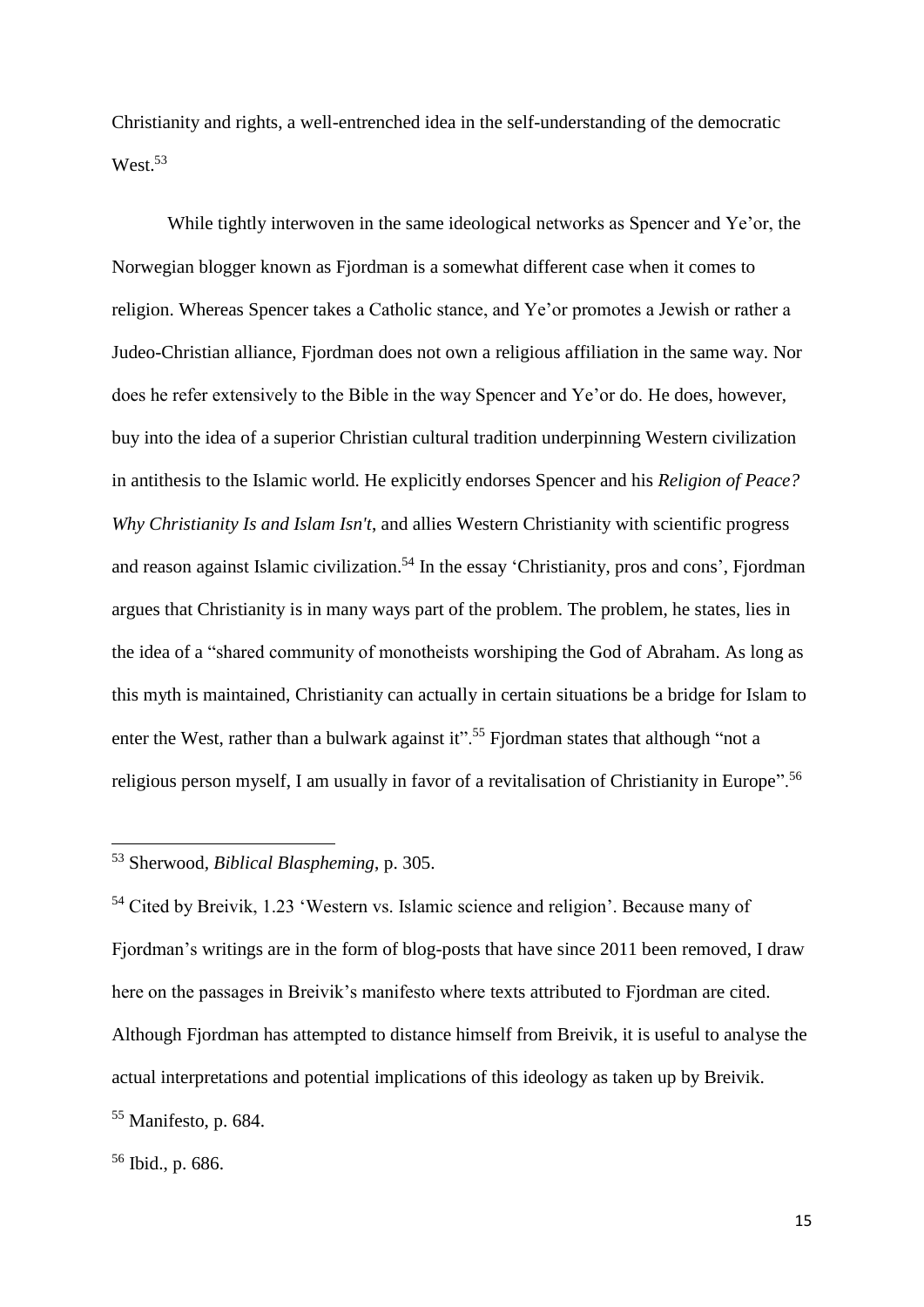Christianity and rights, a well-entrenched idea in the self-understanding of the democratic West.[53]

While tightly interwoven in the same ideological networks as Spencer and Ye'or, the Norwegian blogger known as Fjordman is a somewhat different case when it comes to religion. Whereas Spencer takes a Catholic stance, and Ye'or promotes a Jewish or rather a Judeo-Christian alliance, Fjordman does not own a religious affiliation in the same way. Nor does he refer extensively to the Bible in the way Spencer and Ye'or do. He does, however, buy into the idea of a superior Christian cultural tradition underpinning Western civilization in antithesis to the Islamic world. He explicitly endorses Spencer and his *Religion of Peace? Why Christianity Is and Islam Isn't*, and allies Western Christianity with scientific progress and reason against Islamic civilization.[54] In the essay 'Christianity, pros and cons', Fjordman argues that Christianity is in many ways part of the problem. The problem, he states, lies in the idea of a "shared community of monotheists worshiping the God of Abraham. As long as this myth is maintained, Christianity can actually in certain situations be a bridge for Islam to enter the West, rather than a bulwark against it".[55] Fjordman states that although "not a religious person myself, I am usually in favor of a revitalisation of Christianity in Europe".[56]

---

[53] Sherwood, *Biblical Blaspheming*, p. 305.

[54] Cited by Breivik, 1.23 'Western vs. Islamic science and religion'. Because many of Fjordman's writings are in the form of blog-posts that have since 2011 been removed, I draw here on the passages in Breivik's manifesto where texts attributed to Fjordman are cited. Although Fjordman has attempted to distance himself from Breivik, it is useful to analyse the actual interpretations and potential implications of this ideology as taken up by Breivik.

[55] Manifesto, p. 684.

[56] Ibid., p. 686.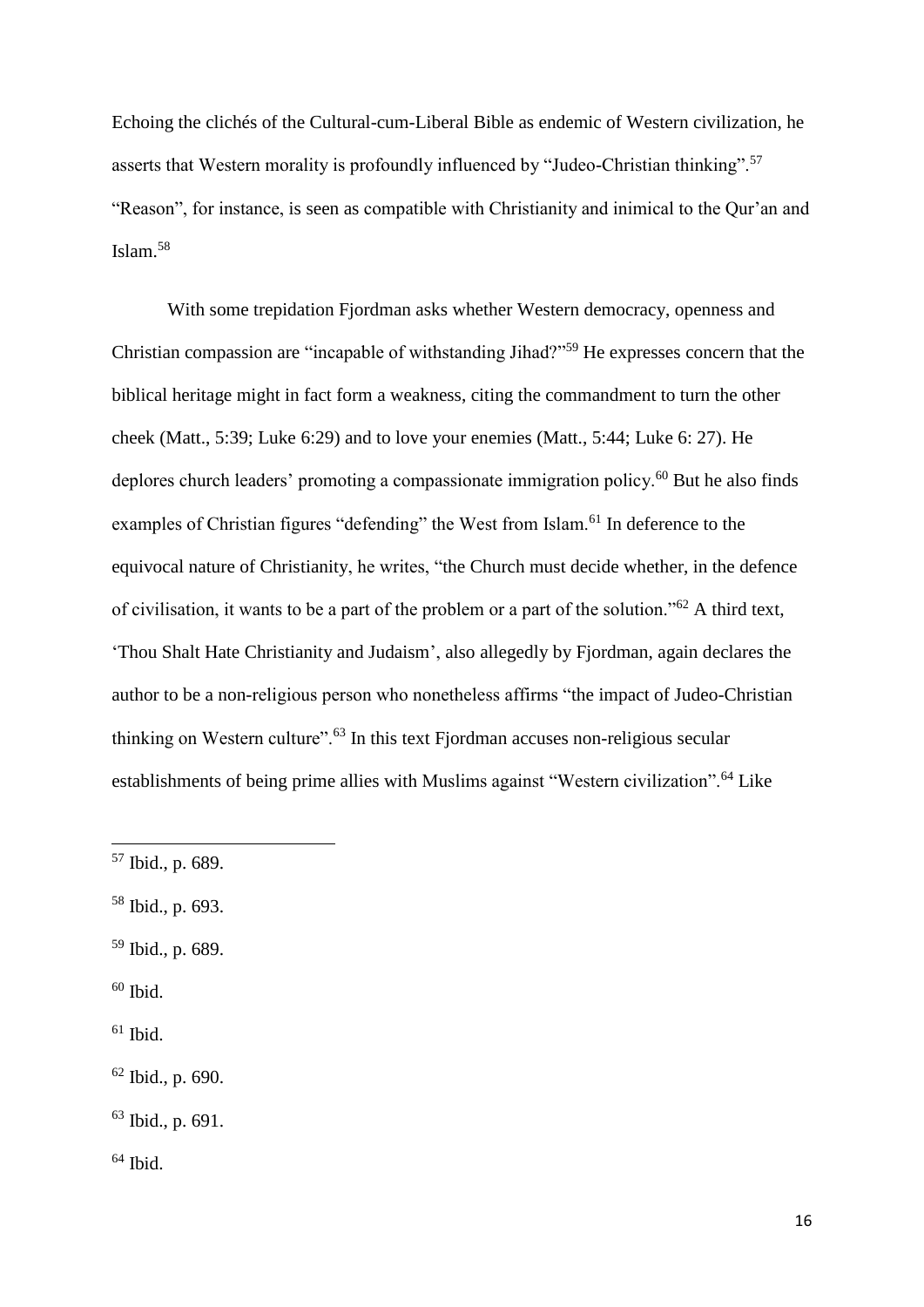Echoing the clichés of the Cultural-cum-Liberal Bible as endemic of Western civilization, he asserts that Western morality is profoundly influenced by "Judeo-Christian thinking".[57] "Reason", for instance, is seen as compatible with Christianity and inimical to the Qur'an and Islam.[58]

With some trepidation Fjordman asks whether Western democracy, openness and Christian compassion are "incapable of withstanding Jihad?"[59] He expresses concern that the biblical heritage might in fact form a weakness, citing the commandment to turn the other cheek (Matt., 5:39; Luke 6:29) and to love your enemies (Matt., 5:44; Luke 6: 27). He deplores church leaders' promoting a compassionate immigration policy.[60] But he also finds examples of Christian figures "defending" the West from Islam.[61] In deference to the equivocal nature of Christianity, he writes, "the Church must decide whether, in the defence of civilisation, it wants to be a part of the problem or a part of the solution."[62] A third text, 'Thou Shalt Hate Christianity and Judaism', also allegedly by Fjordman, again declares the author to be a non-religious person who nonetheless affirms "the impact of Judeo-Christian thinking on Western culture".[63] In this text Fjordman accuses non-religious secular establishments of being prime allies with Muslims against "Western civilization".[64] Like

---

[57] Ibid., p. 689.

[58] Ibid., p. 693.

[59] Ibid., p. 689.

[60] Ibid.

[61] Ibid.

[62] Ibid., p. 690.

[63] Ibid., p. 691.

[64] Ibid.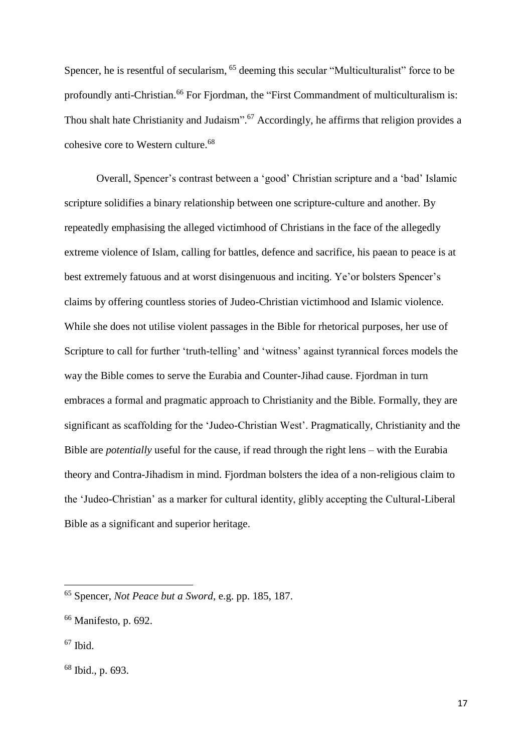Spencer, he is resentful of secularism, [65] deeming this secular "Multiculturalist" force to be profoundly anti-Christian.[66] For Fjordman, the "First Commandment of multiculturalism is: Thou shalt hate Christianity and Judaism".[67] Accordingly, he affirms that religion provides a cohesive core to Western culture.[68]

Overall, Spencer's contrast between a 'good' Christian scripture and a 'bad' Islamic scripture solidifies a binary relationship between one scripture-culture and another. By repeatedly emphasising the alleged victimhood of Christians in the face of the allegedly extreme violence of Islam, calling for battles, defence and sacrifice, his paean to peace is at best extremely fatuous and at worst disingenuous and inciting. Ye'or bolsters Spencer's claims by offering countless stories of Judeo-Christian victimhood and Islamic violence. While she does not utilise violent passages in the Bible for rhetorical purposes, her use of Scripture to call for further 'truth-telling' and 'witness' against tyrannical forces models the way the Bible comes to serve the Eurabia and Counter-Jihad cause. Fjordman in turn embraces a formal and pragmatic approach to Christianity and the Bible. Formally, they are significant as scaffolding for the 'Judeo-Christian West'. Pragmatically, Christianity and the Bible are *potentially* useful for the cause, if read through the right lens – with the Eurabia theory and Contra-Jihadism in mind. Fjordman bolsters the idea of a non-religious claim to the 'Judeo-Christian' as a marker for cultural identity, glibly accepting the Cultural-Liberal Bible as a significant and superior heritage.

---

[65] Spencer, *Not Peace but a Sword*, e.g. pp. 185, 187.

[66] Manifesto, p. 692.

[67] Ibid.

[68] Ibid., p. 693.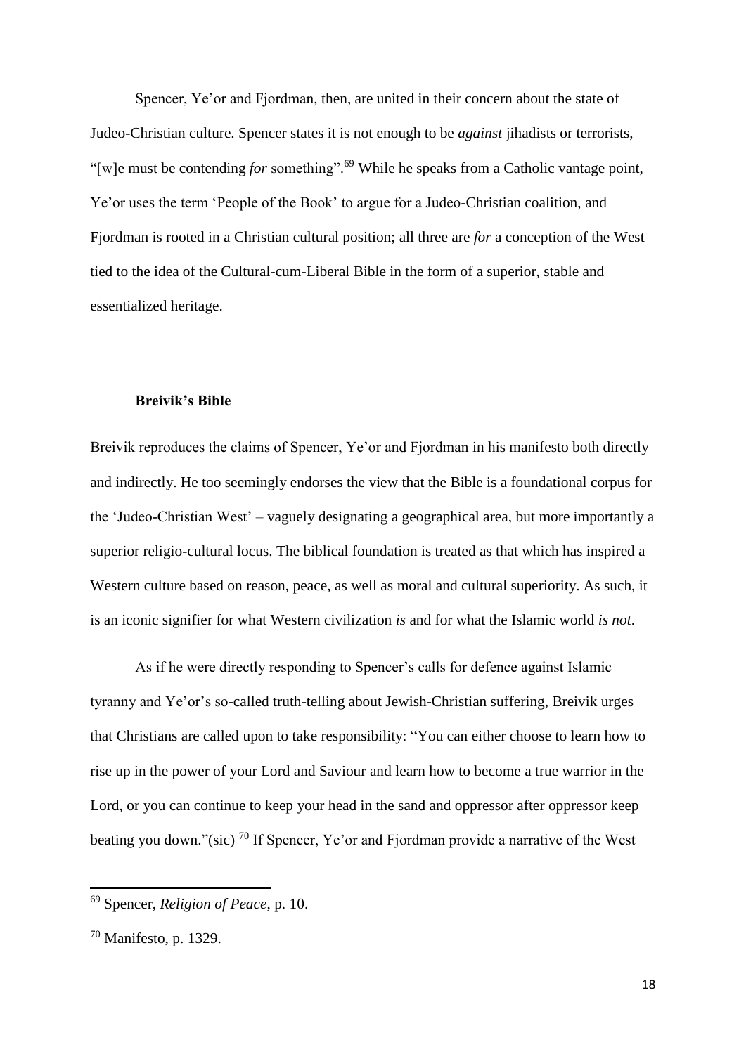Spencer, Ye'or and Fjordman, then, are united in their concern about the state of Judeo-Christian culture. Spencer states it is not enough to be *against* jihadists or terrorists, "[w]e must be contending *for* something".[69] While he speaks from a Catholic vantage point, Ye'or uses the term 'People of the Book' to argue for a Judeo-Christian coalition, and Fjordman is rooted in a Christian cultural position; all three are *for* a conception of the West tied to the idea of the Cultural-cum-Liberal Bible in the form of a superior, stable and essentialized heritage.

### Breivik's Bible

Breivik reproduces the claims of Spencer, Ye'or and Fjordman in his manifesto both directly and indirectly. He too seemingly endorses the view that the Bible is a foundational corpus for the 'Judeo-Christian West' – vaguely designating a geographical area, but more importantly a superior religio-cultural locus. The biblical foundation is treated as that which has inspired a Western culture based on reason, peace, as well as moral and cultural superiority. As such, it is an iconic signifier for what Western civilization *is* and for what the Islamic world *is not*.

As if he were directly responding to Spencer's calls for defence against Islamic tyranny and Ye'or's so-called truth-telling about Jewish-Christian suffering, Breivik urges that Christians are called upon to take responsibility: "You can either choose to learn how to rise up in the power of your Lord and Saviour and learn how to become a true warrior in the Lord, or you can continue to keep your head in the sand and oppressor after oppressor keep beating you down."(sic) [70] If Spencer, Ye'or and Fjordman provide a narrative of the West

---

[69] Spencer, *Religion of Peace*, p. 10.

[70] Manifesto, p. 1329.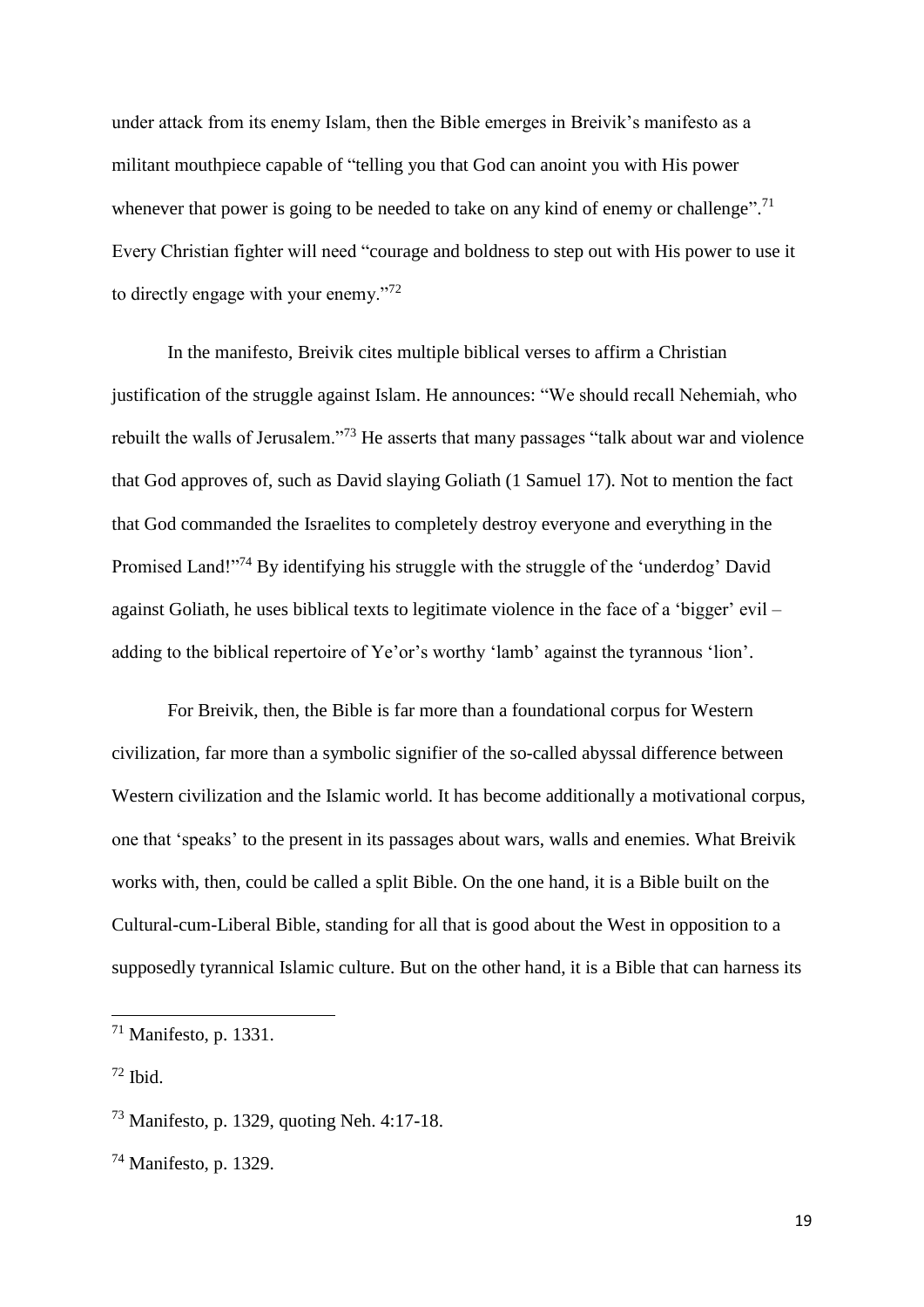under attack from its enemy Islam, then the Bible emerges in Breivik's manifesto as a militant mouthpiece capable of "telling you that God can anoint you with His power whenever that power is going to be needed to take on any kind of enemy or challenge".[71] Every Christian fighter will need "courage and boldness to step out with His power to use it to directly engage with your enemy."[72]

In the manifesto, Breivik cites multiple biblical verses to affirm a Christian justification of the struggle against Islam. He announces: "We should recall Nehemiah, who rebuilt the walls of Jerusalem."[73] He asserts that many passages "talk about war and violence that God approves of, such as David slaying Goliath (1 Samuel 17). Not to mention the fact that God commanded the Israelites to completely destroy everyone and everything in the Promised Land!"[74] By identifying his struggle with the struggle of the 'underdog' David against Goliath, he uses biblical texts to legitimate violence in the face of a 'bigger' evil – adding to the biblical repertoire of Ye'or's worthy 'lamb' against the tyrannous 'lion'.

For Breivik, then, the Bible is far more than a foundational corpus for Western civilization, far more than a symbolic signifier of the so-called abyssal difference between Western civilization and the Islamic world. It has become additionally a motivational corpus, one that 'speaks' to the present in its passages about wars, walls and enemies. What Breivik works with, then, could be called a split Bible. On the one hand, it is a Bible built on the Cultural-cum-Liberal Bible, standing for all that is good about the West in opposition to a supposedly tyrannical Islamic culture. But on the other hand, it is a Bible that can harness its

---

[71] Manifesto, p. 1331.

[72] Ibid.

[73] Manifesto, p. 1329, quoting Neh. 4:17-18.

[74] Manifesto, p. 1329.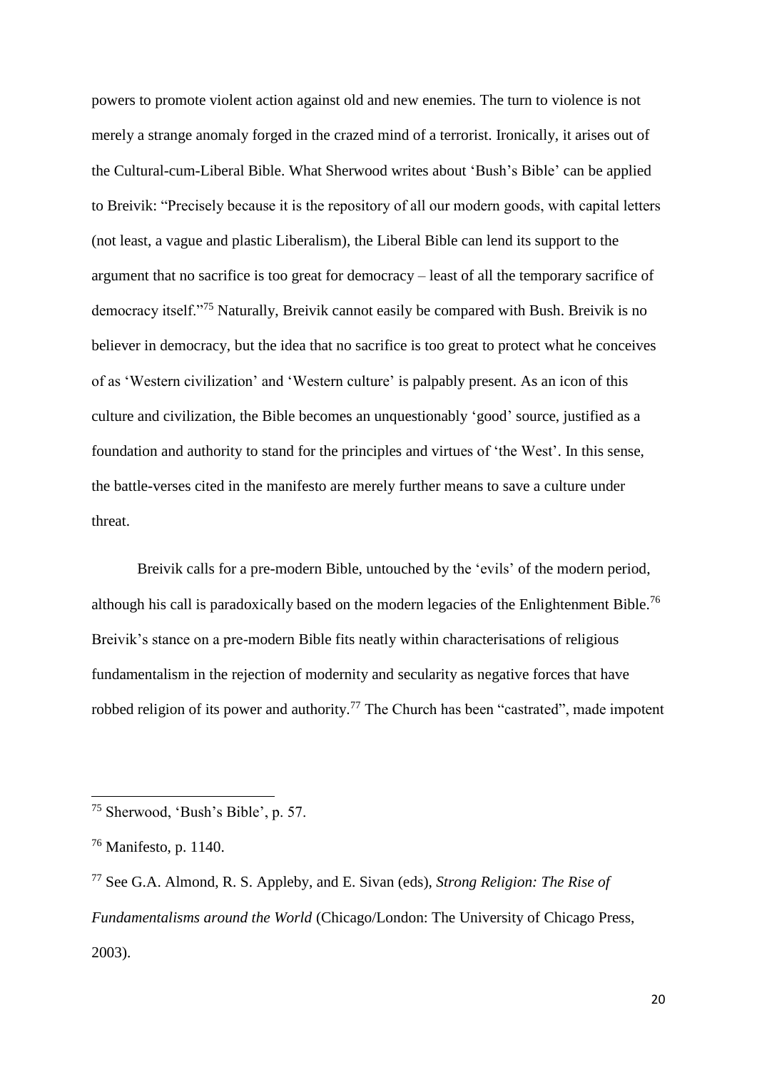powers to promote violent action against old and new enemies. The turn to violence is not merely a strange anomaly forged in the crazed mind of a terrorist. Ironically, it arises out of the Cultural-cum-Liberal Bible. What Sherwood writes about 'Bush's Bible' can be applied to Breivik: "Precisely because it is the repository of all our modern goods, with capital letters (not least, a vague and plastic Liberalism), the Liberal Bible can lend its support to the argument that no sacrifice is too great for democracy – least of all the temporary sacrifice of democracy itself."[75] Naturally, Breivik cannot easily be compared with Bush. Breivik is no believer in democracy, but the idea that no sacrifice is too great to protect what he conceives of as 'Western civilization' and 'Western culture' is palpably present. As an icon of this culture and civilization, the Bible becomes an unquestionably 'good' source, justified as a foundation and authority to stand for the principles and virtues of 'the West'. In this sense, the battle-verses cited in the manifesto are merely further means to save a culture under threat.

Breivik calls for a pre-modern Bible, untouched by the 'evils' of the modern period, although his call is paradoxically based on the modern legacies of the Enlightenment Bible.[76] Breivik's stance on a pre-modern Bible fits neatly within characterisations of religious fundamentalism in the rejection of modernity and secularity as negative forces that have robbed religion of its power and authority.[77] The Church has been "castrated", made impotent

---

[75] Sherwood, 'Bush's Bible', p. 57.

[76] Manifesto, p. 1140.

[77] See G.A. Almond, R. S. Appleby, and E. Sivan (eds), *Strong Religion: The Rise of Fundamentalisms around the World* (Chicago/London: The University of Chicago Press, 2003).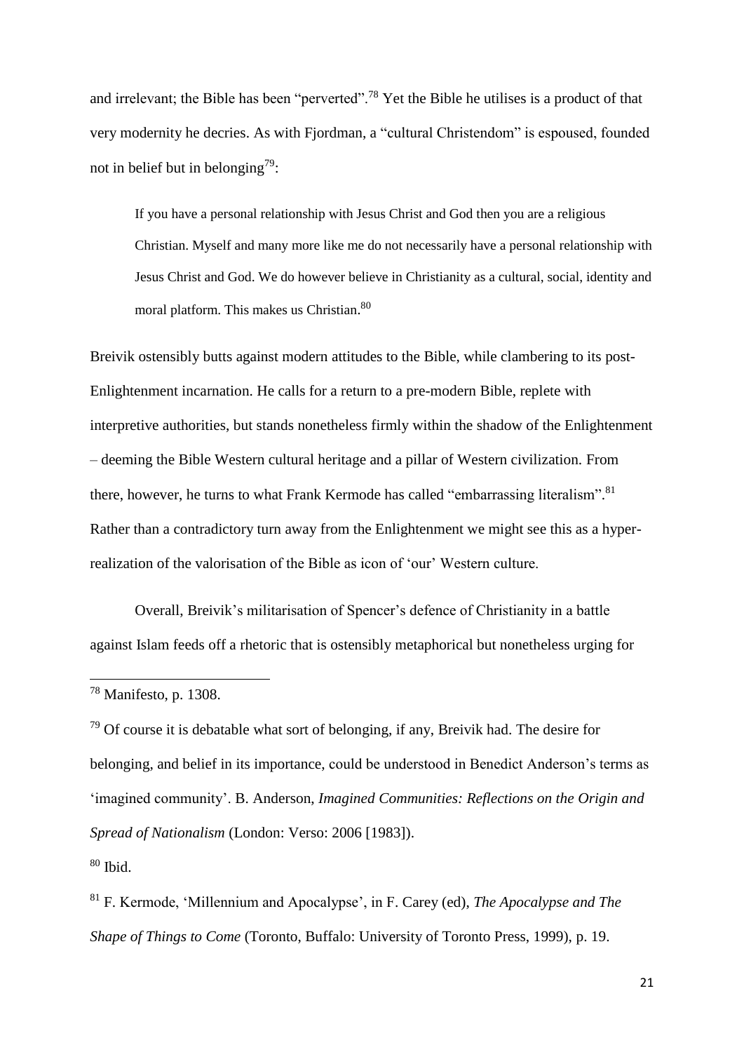and irrelevant; the Bible has been "perverted".[78] Yet the Bible he utilises is a product of that very modernity he decries. As with Fjordman, a "cultural Christendom" is espoused, founded not in belief but in belonging[79]:

> If you have a personal relationship with Jesus Christ and God then you are a religious Christian. Myself and many more like me do not necessarily have a personal relationship with Jesus Christ and God. We do however believe in Christianity as a cultural, social, identity and moral platform. This makes us Christian.[80]

Breivik ostensibly butts against modern attitudes to the Bible, while clambering to its post-Enlightenment incarnation. He calls for a return to a pre-modern Bible, replete with interpretive authorities, but stands nonetheless firmly within the shadow of the Enlightenment – deeming the Bible Western cultural heritage and a pillar of Western civilization. From there, however, he turns to what Frank Kermode has called "embarrassing literalism".[81] Rather than a contradictory turn away from the Enlightenment we might see this as a hyper-realization of the valorisation of the Bible as icon of 'our' Western culture.

Overall, Breivik's militarisation of Spencer's defence of Christianity in a battle against Islam feeds off a rhetoric that is ostensibly metaphorical but nonetheless urging for

---

[78] Manifesto, p. 1308.

[79] Of course it is debatable what sort of belonging, if any, Breivik had. The desire for belonging, and belief in its importance, could be understood in Benedict Anderson's terms as 'imagined community'. B. Anderson, *Imagined Communities: Reflections on the Origin and Spread of Nationalism* (London: Verso: 2006 [1983]).

[80] Ibid.

[81] F. Kermode, 'Millennium and Apocalypse', in F. Carey (ed), *The Apocalypse and The Shape of Things to Come* (Toronto, Buffalo: University of Toronto Press, 1999), p. 19.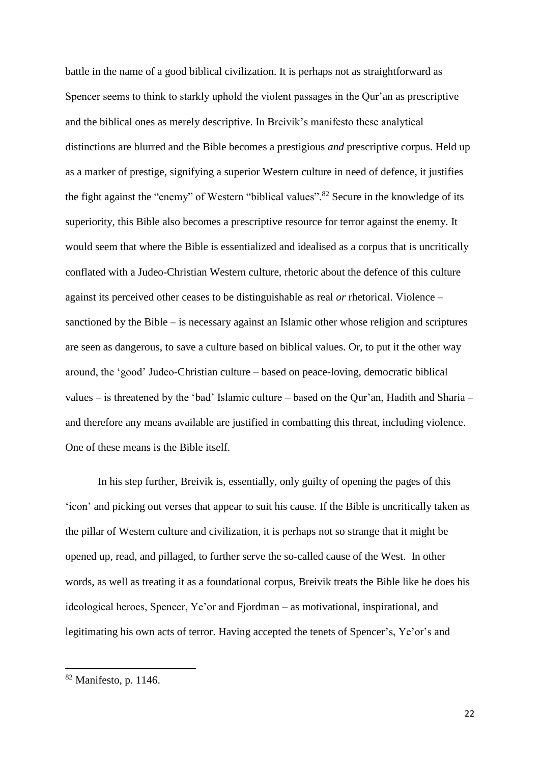battle in the name of a good biblical civilization. It is perhaps not as straightforward as Spencer seems to think to starkly uphold the violent passages in the Qur'an as prescriptive and the biblical ones as merely descriptive. In Breivik's manifesto these analytical distinctions are blurred and the Bible becomes a prestigious *and* prescriptive corpus. Held up as a marker of prestige, signifying a superior Western culture in need of defence, it justifies the fight against the "enemy" of Western "biblical values".[82] Secure in the knowledge of its superiority, this Bible also becomes a prescriptive resource for terror against the enemy. It would seem that where the Bible is essentialized and idealised as a corpus that is uncritically conflated with a Judeo-Christian Western culture, rhetoric about the defence of this culture against its perceived other ceases to be distinguishable as real *or* rhetorical. Violence – sanctioned by the Bible – is necessary against an Islamic other whose religion and scriptures are seen as dangerous, to save a culture based on biblical values. Or, to put it the other way around, the 'good' Judeo-Christian culture – based on peace-loving, democratic biblical values – is threatened by the 'bad' Islamic culture – based on the Qur'an, Hadith and Sharia – and therefore any means available are justified in combatting this threat, including violence. One of these means is the Bible itself.

In his step further, Breivik is, essentially, only guilty of opening the pages of this 'icon' and picking out verses that appear to suit his cause. If the Bible is uncritically taken as the pillar of Western culture and civilization, it is perhaps not so strange that it might be opened up, read, and pillaged, to further serve the so-called cause of the West. In other words, as well as treating it as a foundational corpus, Breivik treats the Bible like he does his ideological heroes, Spencer, Ye'or and Fjordman – as motivational, inspirational, and legitimating his own acts of terror. Having accepted the tenets of Spencer's, Ye'or's and

[82] Manifesto, p. 1146.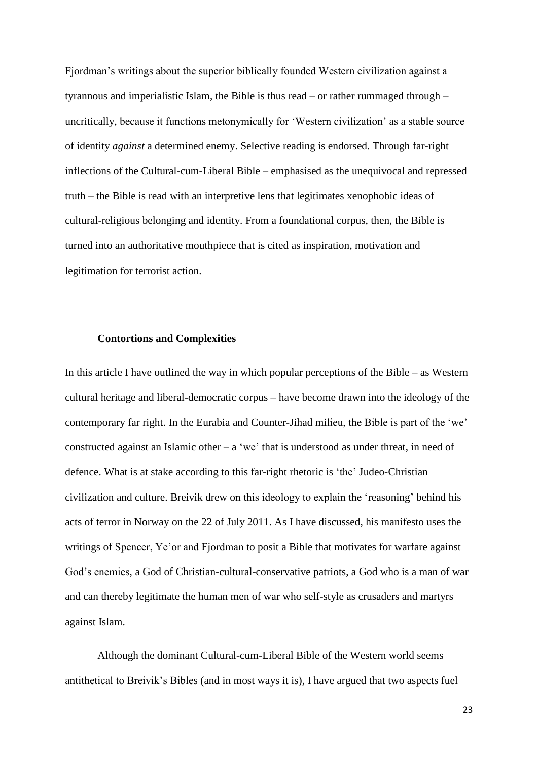Fjordman's writings about the superior biblically founded Western civilization against a tyrannous and imperialistic Islam, the Bible is thus read – or rather rummaged through – uncritically, because it functions metonymically for 'Western civilization' as a stable source of identity *against* a determined enemy. Selective reading is endorsed. Through far-right inflections of the Cultural-cum-Liberal Bible – emphasised as the unequivocal and repressed truth – the Bible is read with an interpretive lens that legitimates xenophobic ideas of cultural-religious belonging and identity. From a foundational corpus, then, the Bible is turned into an authoritative mouthpiece that is cited as inspiration, motivation and legitimation for terrorist action.

## Contortions and Complexities

In this article I have outlined the way in which popular perceptions of the Bible – as Western cultural heritage and liberal-democratic corpus – have become drawn into the ideology of the contemporary far right. In the Eurabia and Counter-Jihad milieu, the Bible is part of the 'we' constructed against an Islamic other – a 'we' that is understood as under threat, in need of defence. What is at stake according to this far-right rhetoric is 'the' Judeo-Christian civilization and culture. Breivik drew on this ideology to explain the 'reasoning' behind his acts of terror in Norway on the 22 of July 2011. As I have discussed, his manifesto uses the writings of Spencer, Ye'or and Fjordman to posit a Bible that motivates for warfare against God's enemies, a God of Christian-cultural-conservative patriots, a God who is a man of war and can thereby legitimate the human men of war who self-style as crusaders and martyrs against Islam.

Although the dominant Cultural-cum-Liberal Bible of the Western world seems antithetical to Breivik's Bibles (and in most ways it is), I have argued that two aspects fuel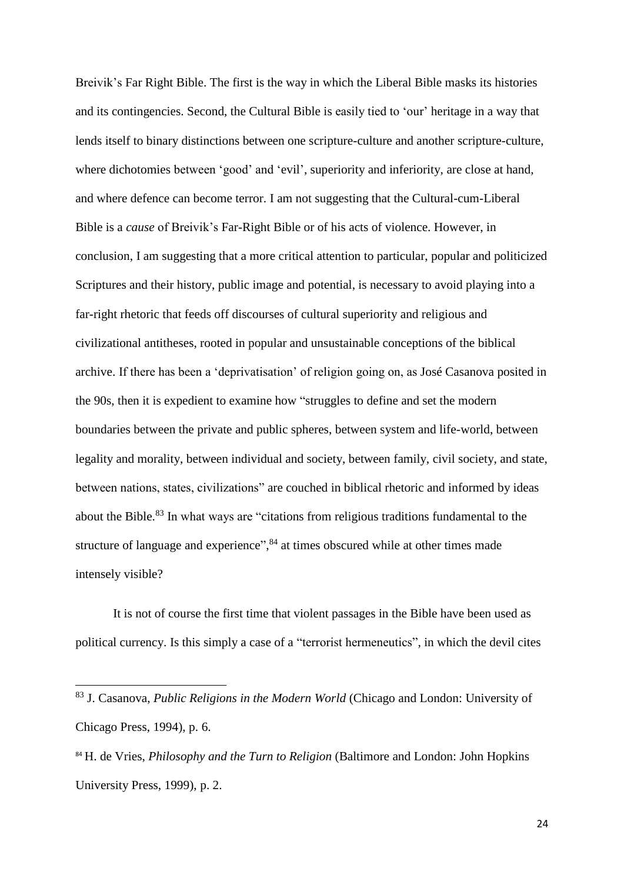Breivik's Far Right Bible. The first is the way in which the Liberal Bible masks its histories and its contingencies. Second, the Cultural Bible is easily tied to 'our' heritage in a way that lends itself to binary distinctions between one scripture-culture and another scripture-culture, where dichotomies between 'good' and 'evil', superiority and inferiority, are close at hand, and where defence can become terror. I am not suggesting that the Cultural-cum-Liberal Bible is a *cause* of Breivik's Far-Right Bible or of his acts of violence. However, in conclusion, I am suggesting that a more critical attention to particular, popular and politicized Scriptures and their history, public image and potential, is necessary to avoid playing into a far-right rhetoric that feeds off discourses of cultural superiority and religious and civilizational antitheses, rooted in popular and unsustainable conceptions of the biblical archive. If there has been a 'deprivatisation' of religion going on, as José Casanova posited in the 90s, then it is expedient to examine how "struggles to define and set the modern boundaries between the private and public spheres, between system and life-world, between legality and morality, between individual and society, between family, civil society, and state, between nations, states, civilizations" are couched in biblical rhetoric and informed by ideas about the Bible.[83] In what ways are "citations from religious traditions fundamental to the structure of language and experience",[84] at times obscured while at other times made intensely visible?

It is not of course the first time that violent passages in the Bible have been used as political currency. Is this simply a case of a "terrorist hermeneutics", in which the devil cites

---

[83] J. Casanova, *Public Religions in the Modern World* (Chicago and London: University of Chicago Press, 1994), p. 6.

[84] H. de Vries, *Philosophy and the Turn to Religion* (Baltimore and London: John Hopkins University Press, 1999), p. 2.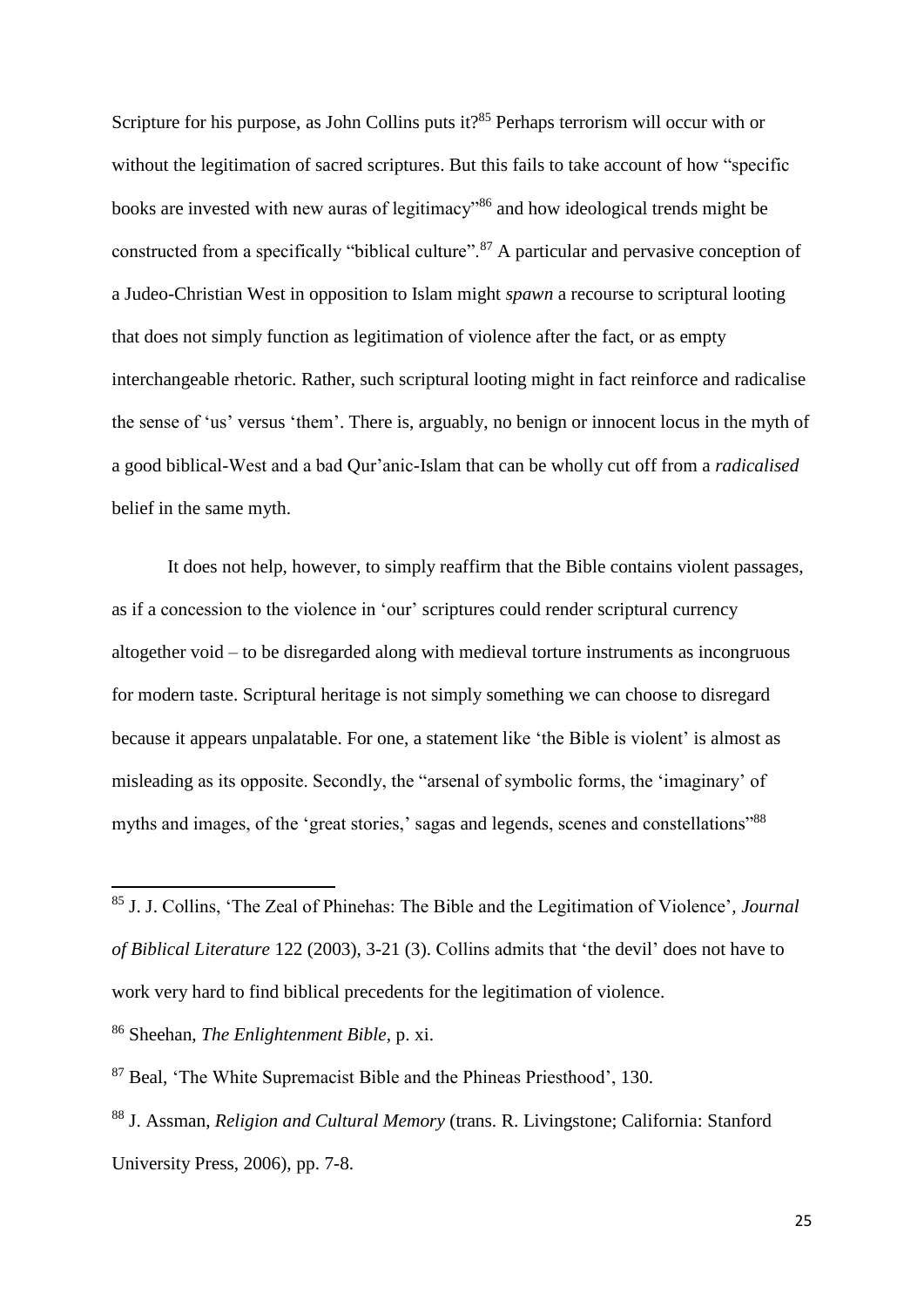Scripture for his purpose, as John Collins puts it?[85] Perhaps terrorism will occur with or without the legitimation of sacred scriptures. But this fails to take account of how "specific books are invested with new auras of legitimacy"[86] and how ideological trends might be constructed from a specifically "biblical culture".[87] A particular and pervasive conception of a Judeo-Christian West in opposition to Islam might *spawn* a recourse to scriptural looting that does not simply function as legitimation of violence after the fact, or as empty interchangeable rhetoric. Rather, such scriptural looting might in fact reinforce and radicalise the sense of 'us' versus 'them'. There is, arguably, no benign or innocent locus in the myth of a good biblical-West and a bad Qur'anic-Islam that can be wholly cut off from a *radicalised* belief in the same myth.

It does not help, however, to simply reaffirm that the Bible contains violent passages, as if a concession to the violence in 'our' scriptures could render scriptural currency altogether void – to be disregarded along with medieval torture instruments as incongruous for modern taste. Scriptural heritage is not simply something we can choose to disregard because it appears unpalatable. For one, a statement like 'the Bible is violent' is almost as misleading as its opposite. Secondly, the "arsenal of symbolic forms, the 'imaginary' of myths and images, of the 'great stories,' sagas and legends, scenes and constellations"[88]

---

[85] J. J. Collins, 'The Zeal of Phinehas: The Bible and the Legitimation of Violence', *Journal of Biblical Literature* 122 (2003), 3-21 (3). Collins admits that 'the devil' does not have to work very hard to find biblical precedents for the legitimation of violence.

[86] Sheehan, *The Enlightenment Bible*, p. xi.

[87] Beal, 'The White Supremacist Bible and the Phineas Priesthood', 130.

[88] J. Assman, *Religion and Cultural Memory* (trans. R. Livingstone; California: Stanford University Press, 2006), pp. 7-8.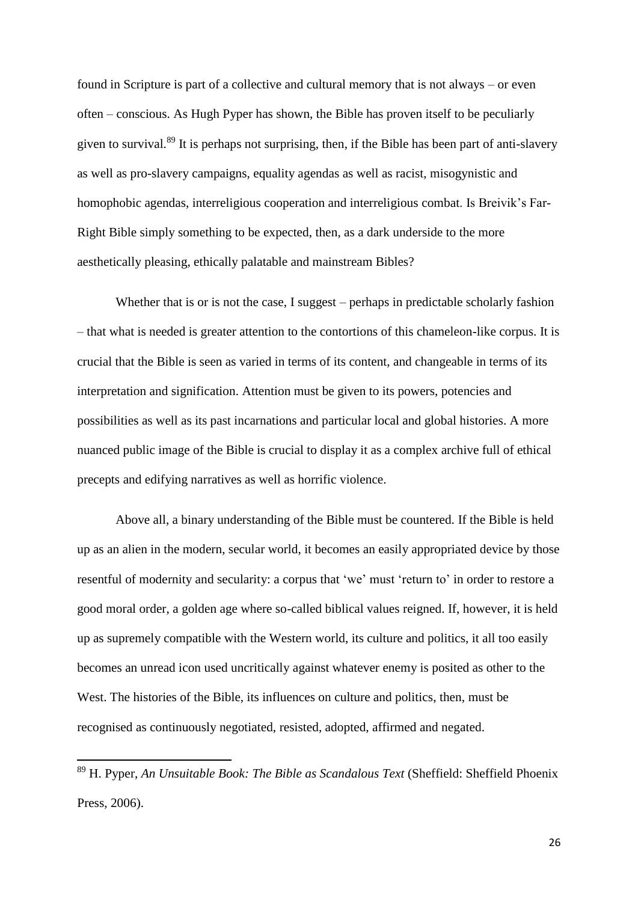found in Scripture is part of a collective and cultural memory that is not always – or even often – conscious. As Hugh Pyper has shown, the Bible has proven itself to be peculiarly given to survival.[89] It is perhaps not surprising, then, if the Bible has been part of anti-slavery as well as pro-slavery campaigns, equality agendas as well as racist, misogynistic and homophobic agendas, interreligious cooperation and interreligious combat. Is Breivik's Far-Right Bible simply something to be expected, then, as a dark underside to the more aesthetically pleasing, ethically palatable and mainstream Bibles?

Whether that is or is not the case, I suggest – perhaps in predictable scholarly fashion – that what is needed is greater attention to the contortions of this chameleon-like corpus. It is crucial that the Bible is seen as varied in terms of its content, and changeable in terms of its interpretation and signification. Attention must be given to its powers, potencies and possibilities as well as its past incarnations and particular local and global histories. A more nuanced public image of the Bible is crucial to display it as a complex archive full of ethical precepts and edifying narratives as well as horrific violence.

Above all, a binary understanding of the Bible must be countered. If the Bible is held up as an alien in the modern, secular world, it becomes an easily appropriated device by those resentful of modernity and secularity: a corpus that 'we' must 'return to' in order to restore a good moral order, a golden age where so-called biblical values reigned. If, however, it is held up as supremely compatible with the Western world, its culture and politics, it all too easily becomes an unread icon used uncritically against whatever enemy is posited as other to the West. The histories of the Bible, its influences on culture and politics, then, must be recognised as continuously negotiated, resisted, adopted, affirmed and negated.

[89] H. Pyper, *An Unsuitable Book: The Bible as Scandalous Text* (Sheffield: Sheffield Phoenix Press, 2006).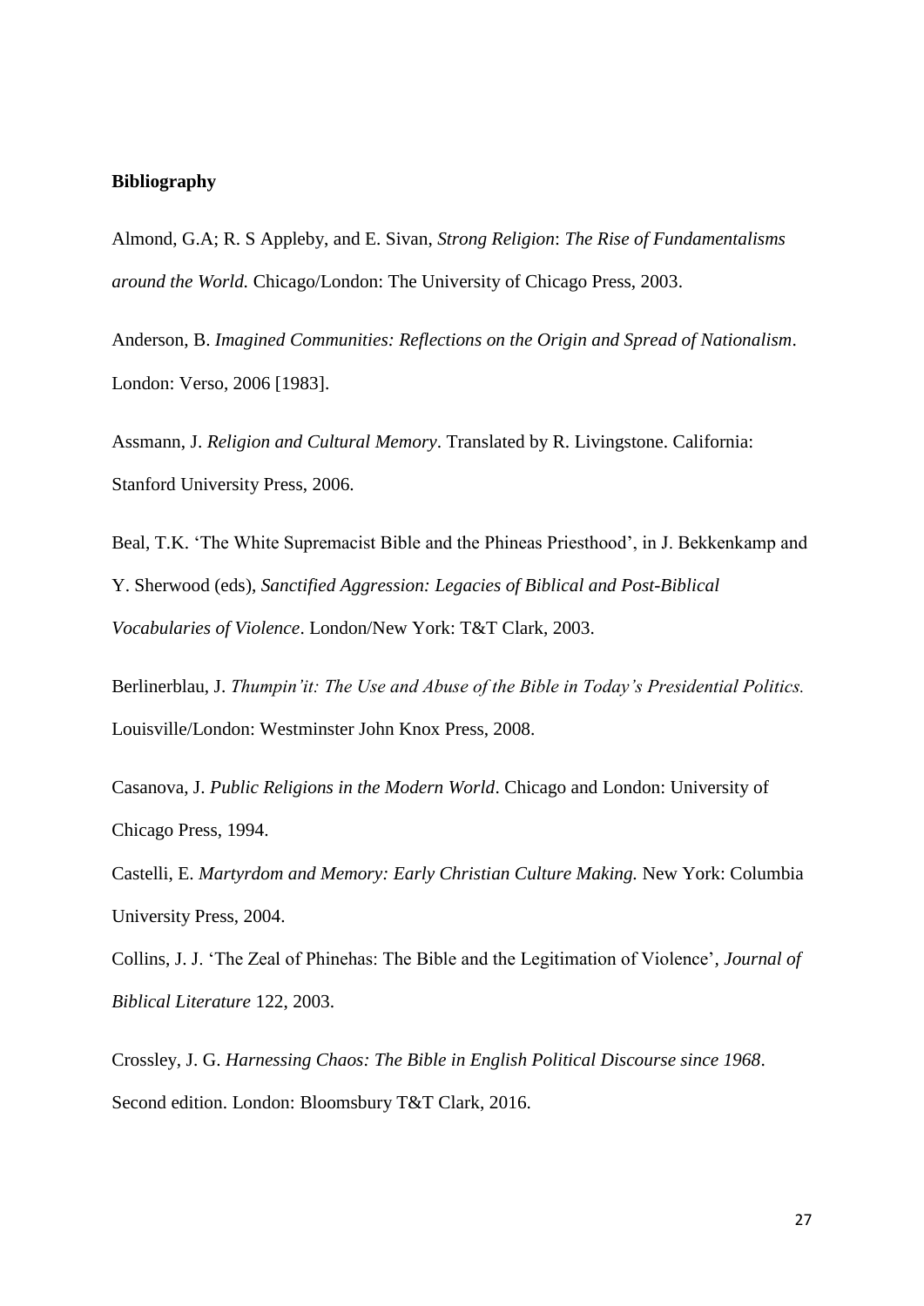**Bibliography**

Almond, G.A; R. S Appleby, and E. Sivan, *Strong Religion*: *The Rise of Fundamentalisms around the World.* Chicago/London: The University of Chicago Press, 2003.

Anderson, B. *Imagined Communities: Reflections on the Origin and Spread of Nationalism*. London: Verso, 2006 [1983].

Assmann, J. *Religion and Cultural Memory*. Translated by R. Livingstone. California: Stanford University Press, 2006.

Beal, T.K. 'The White Supremacist Bible and the Phineas Priesthood', in J. Bekkenkamp and Y. Sherwood (eds), *Sanctified Aggression: Legacies of Biblical and Post-Biblical Vocabularies of Violence*. London/New York: T&T Clark, 2003.

Berlinerblau, J. *Thumpin'it: The Use and Abuse of the Bible in Today's Presidential Politics.* Louisville/London: Westminster John Knox Press, 2008.

Casanova, J. *Public Religions in the Modern World*. Chicago and London: University of Chicago Press, 1994.

Castelli, E. *Martyrdom and Memory: Early Christian Culture Making.* New York: Columbia University Press, 2004.

Collins, J. J. 'The Zeal of Phinehas: The Bible and the Legitimation of Violence', *Journal of Biblical Literature* 122, 2003.

Crossley, J. G. *Harnessing Chaos: The Bible in English Political Discourse since 1968*. Second edition. London: Bloomsbury T&T Clark, 2016.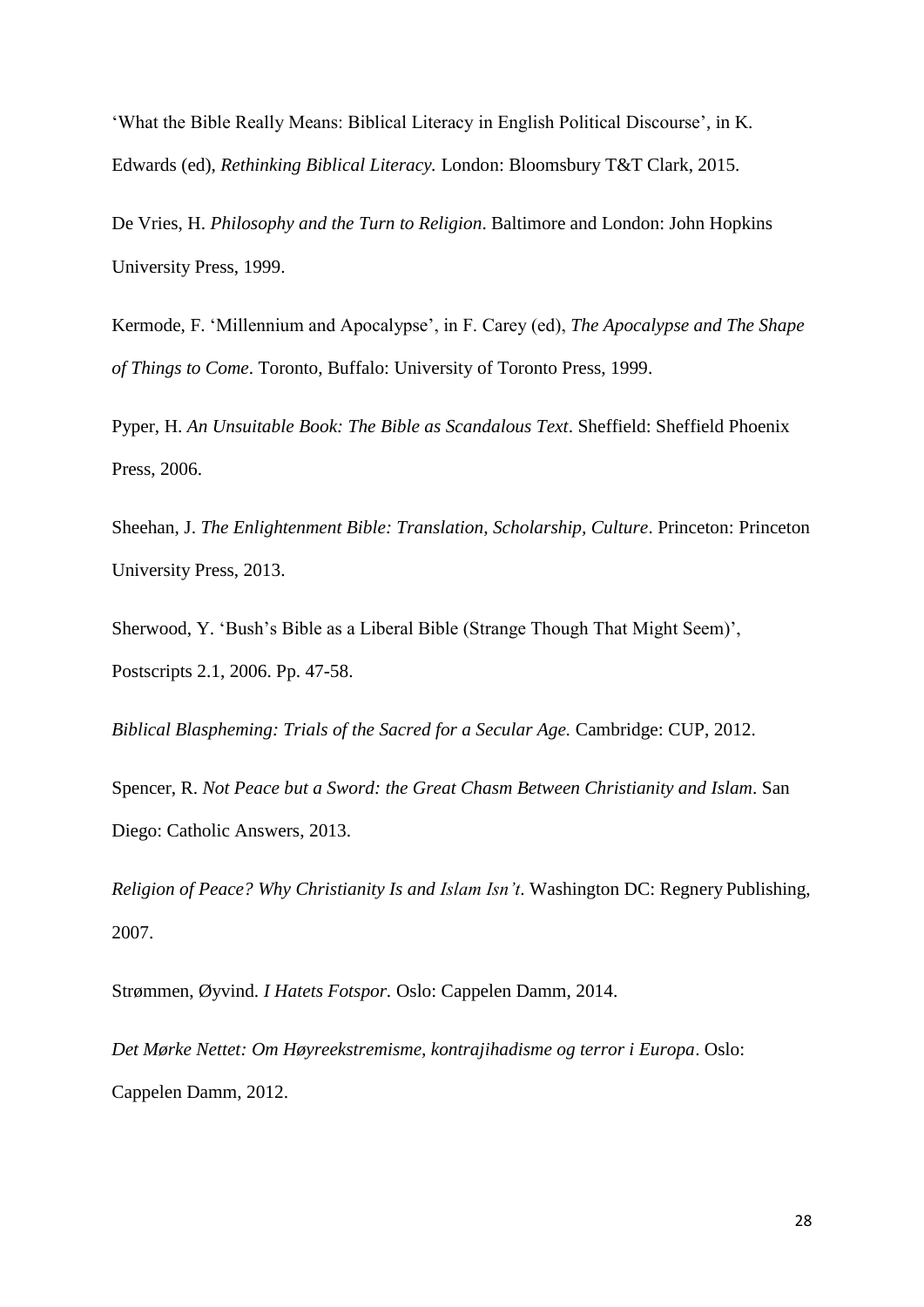'What the Bible Really Means: Biblical Literacy in English Political Discourse', in K. Edwards (ed), *Rethinking Biblical Literacy.* London: Bloomsbury T&T Clark, 2015.

De Vries, H. *Philosophy and the Turn to Religion*. Baltimore and London: John Hopkins University Press, 1999.

Kermode, F. 'Millennium and Apocalypse', in F. Carey (ed), *The Apocalypse and The Shape of Things to Come*. Toronto, Buffalo: University of Toronto Press, 1999.

Pyper, H. *An Unsuitable Book: The Bible as Scandalous Text*. Sheffield: Sheffield Phoenix Press, 2006.

Sheehan, J. *The Enlightenment Bible: Translation, Scholarship, Culture*. Princeton: Princeton University Press, 2013.

Sherwood, Y. 'Bush's Bible as a Liberal Bible (Strange Though That Might Seem)', Postscripts 2.1, 2006. Pp. 47-58.

*Biblical Blaspheming: Trials of the Sacred for a Secular Age.* Cambridge: CUP, 2012.

Spencer, R. *Not Peace but a Sword: the Great Chasm Between Christianity and Islam*. San Diego: Catholic Answers, 2013.

*Religion of Peace? Why Christianity Is and Islam Isn't*. Washington DC: Regnery Publishing, 2007.

Strømmen, Øyvind. *I Hatets Fotspor.* Oslo: Cappelen Damm, 2014.

*Det Mørke Nettet: Om Høyreekstremisme, kontrajihadisme og terror i Europa*. Oslo: Cappelen Damm, 2012.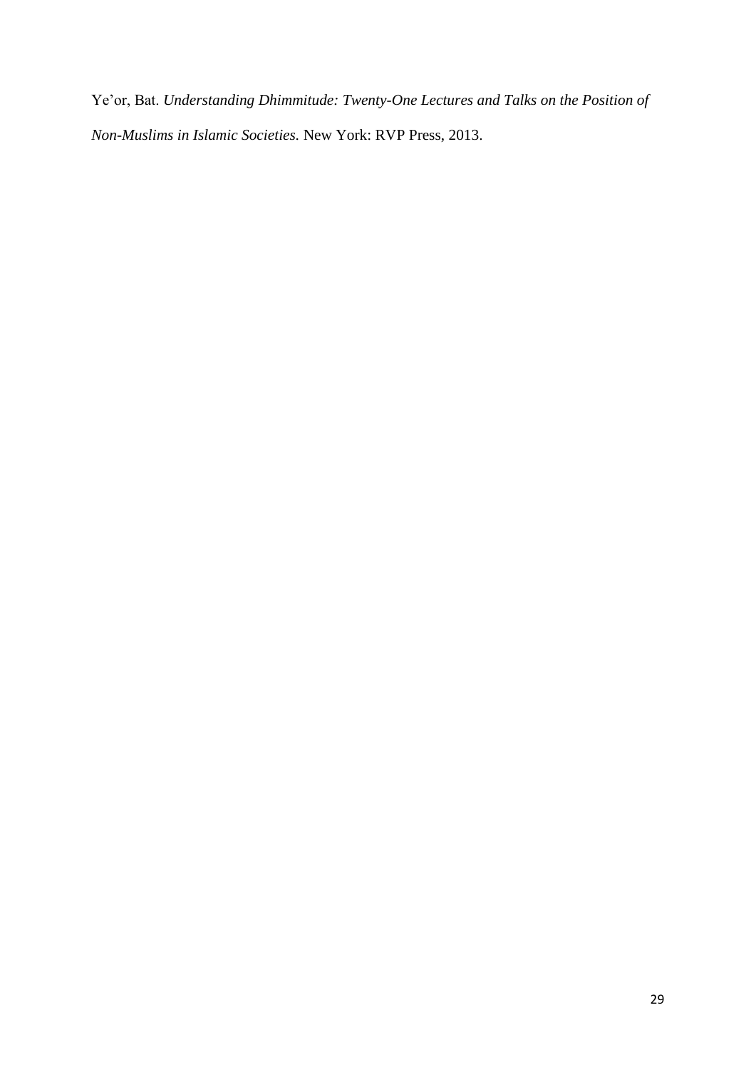Ye'or, Bat. *Understanding Dhimmitude: Twenty-One Lectures and Talks on the Position of Non-Muslims in Islamic Societies.* New York: RVP Press, 2013.